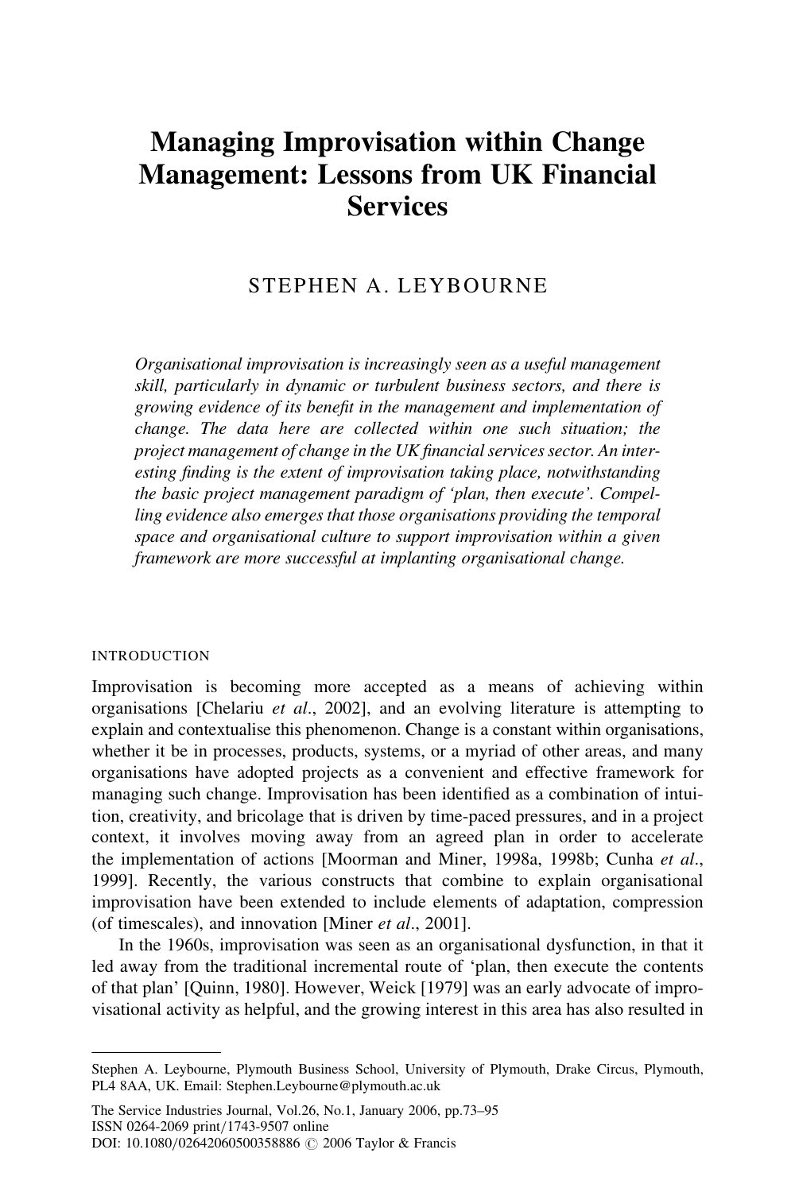# Managing Improvisation within Change Management: Lessons from UK Financial Services

STEPHEN A. LEYBOURNE

*Organisational improvisation is increasingly seen as a useful management skill, particularly in dynamic or turbulent business sectors, and there is growing evidence of its benefit in the management and implementation of change. The data here are collected within one such situation; the project management of change in the UK financial services sector. An interesting finding is the extent of improvisation taking place, notwithstanding the basic project management paradigm of 'plan, then execute'. Compelling evidence also emerges that those organisations providing the temporal space and organisational culture to support improvisation within a given framework are more successful at implanting organisational change.*

## INTRODUCTION

Improvisation is becoming more accepted as a means of achieving within organisations [Chelariu *et al*., 2002], and an evolving literature is attempting to explain and contextualise this phenomenon. Change is a constant within organisations, whether it be in processes, products, systems, or a myriad of other areas, and many organisations have adopted projects as a convenient and effective framework for managing such change. Improvisation has been identified as a combination of intuition, creativity, and bricolage that is driven by time-paced pressures, and in a project context, it involves moving away from an agreed plan in order to accelerate the implementation of actions [Moorman and Miner, 1998a, 1998b; Cunha *et al*., 1999]. Recently, the various constructs that combine to explain organisational improvisation have been extended to include elements of adaptation, compression (of timescales), and innovation [Miner *et al*., 2001].

In the 1960s, improvisation was seen as an organisational dysfunction, in that it led away from the traditional incremental route of 'plan, then execute the contents of that plan' [Quinn, 1980]. However, Weick [1979] was an early advocate of improvisational activity as helpful, and the growing interest in this area has also resulted in

---

Stephen A. Leybourne, Plymouth Business School, University of Plymouth, Drake Circus, Plymouth, PL4 8AA, UK. Email: Stephen.Leybourne@plymouth.ac.uk

The Service Industries Journal, Vol.26, No.1, January 2006, pp.73–95
ISSN 0264-2069 print/1743-9507 online
DOI: 10.1080/02642060500358886 © 2006 Taylor & Francis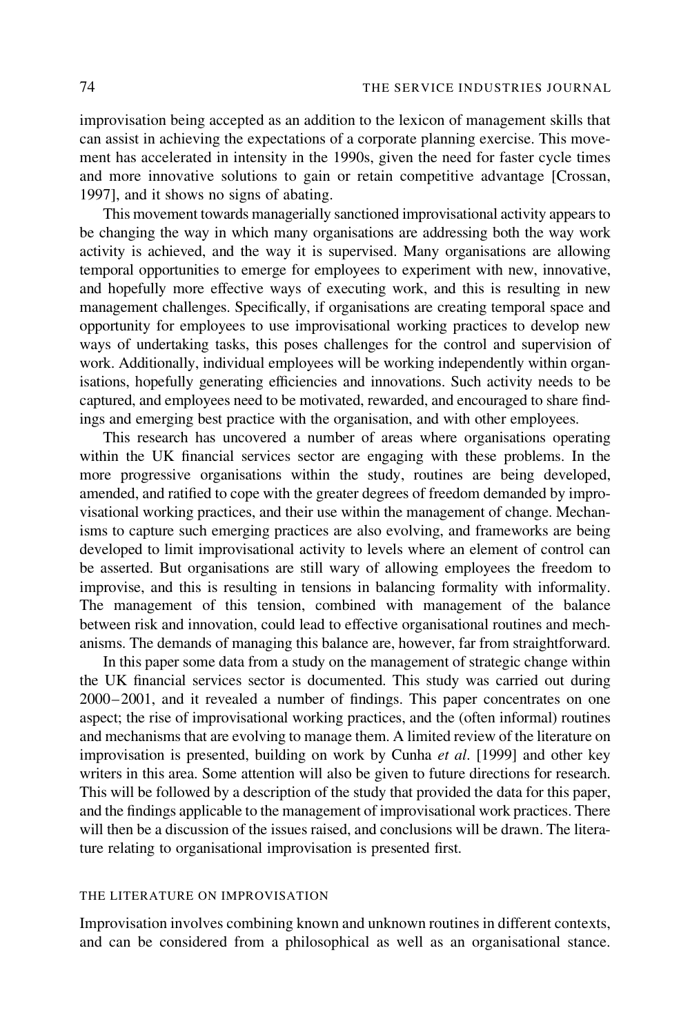improvisation being accepted as an addition to the lexicon of management skills that can assist in achieving the expectations of a corporate planning exercise. This movement has accelerated in intensity in the 1990s, given the need for faster cycle times and more innovative solutions to gain or retain competitive advantage [Crossan, 1997], and it shows no signs of abating.

This movement towards managerially sanctioned improvisational activity appears to be changing the way in which many organisations are addressing both the way work activity is achieved, and the way it is supervised. Many organisations are allowing temporal opportunities to emerge for employees to experiment with new, innovative, and hopefully more effective ways of executing work, and this is resulting in new management challenges. Specifically, if organisations are creating temporal space and opportunity for employees to use improvisational working practices to develop new ways of undertaking tasks, this poses challenges for the control and supervision of work. Additionally, individual employees will be working independently within organisations, hopefully generating efficiencies and innovations. Such activity needs to be captured, and employees need to be motivated, rewarded, and encouraged to share findings and emerging best practice with the organisation, and with other employees.

This research has uncovered a number of areas where organisations operating within the UK financial services sector are engaging with these problems. In the more progressive organisations within the study, routines are being developed, amended, and ratified to cope with the greater degrees of freedom demanded by improvisational working practices, and their use within the management of change. Mechanisms to capture such emerging practices are also evolving, and frameworks are being developed to limit improvisational activity to levels where an element of control can be asserted. But organisations are still wary of allowing employees the freedom to improvise, and this is resulting in tensions in balancing formality with informality. The management of this tension, combined with management of the balance between risk and innovation, could lead to effective organisational routines and mechanisms. The demands of managing this balance are, however, far from straightforward.

In this paper some data from a study on the management of strategic change within the UK financial services sector is documented. This study was carried out during 2000–2001, and it revealed a number of findings. This paper concentrates on one aspect; the rise of improvisational working practices, and the (often informal) routines and mechanisms that are evolving to manage them. A limited review of the literature on improvisation is presented, building on work by Cunha *et al*. [1999] and other key writers in this area. Some attention will also be given to future directions for research. This will be followed by a description of the study that provided the data for this paper, and the findings applicable to the management of improvisational work practices. There will then be a discussion of the issues raised, and conclusions will be drawn. The literature relating to organisational improvisation is presented first.

## THE LITERATURE ON IMPROVISATION

Improvisation involves combining known and unknown routines in different contexts, and can be considered from a philosophical as well as an organisational stance.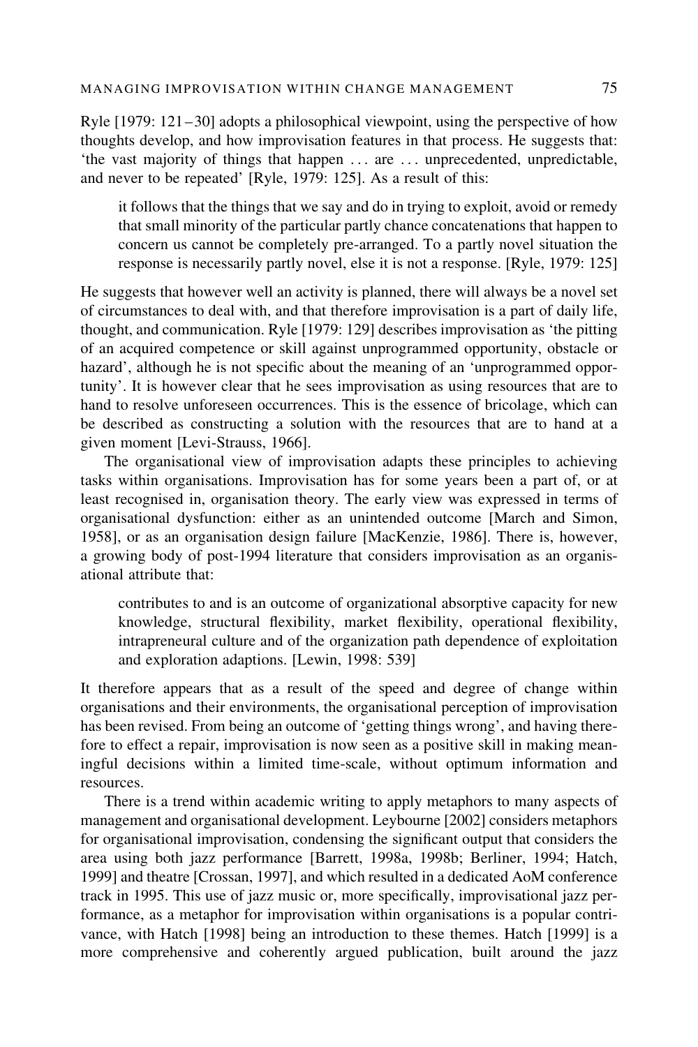Ryle [1979: 121–30] adopts a philosophical viewpoint, using the perspective of how thoughts develop, and how improvisation features in that process. He suggests that: 'the vast majority of things that happen ... are ... unprecedented, unpredictable, and never to be repeated' [Ryle, 1979: 125]. As a result of this:

> it follows that the things that we say and do in trying to exploit, avoid or remedy that small minority of the particular partly chance concatenations that happen to concern us cannot be completely pre-arranged. To a partly novel situation the response is necessarily partly novel, else it is not a response. [Ryle, 1979: 125]

He suggests that however well an activity is planned, there will always be a novel set of circumstances to deal with, and that therefore improvisation is a part of daily life, thought, and communication. Ryle [1979: 129] describes improvisation as 'the pitting of an acquired competence or skill against unprogrammed opportunity, obstacle or hazard', although he is not specific about the meaning of an 'unprogrammed opportunity'. It is however clear that he sees improvisation as using resources that are to hand to resolve unforeseen occurrences. This is the essence of bricolage, which can be described as constructing a solution with the resources that are to hand at a given moment [Levi-Strauss, 1966].

The organisational view of improvisation adapts these principles to achieving tasks within organisations. Improvisation has for some years been a part of, or at least recognised in, organisation theory. The early view was expressed in terms of organisational dysfunction: either as an unintended outcome [March and Simon, 1958], or as an organisation design failure [MacKenzie, 1986]. There is, however, a growing body of post-1994 literature that considers improvisation as an organisational attribute that:

> contributes to and is an outcome of organizational absorptive capacity for new knowledge, structural flexibility, market flexibility, operational flexibility, intrapreneural culture and of the organization path dependence of exploitation and exploration adaptions. [Lewin, 1998: 539]

It therefore appears that as a result of the speed and degree of change within organisations and their environments, the organisational perception of improvisation has been revised. From being an outcome of 'getting things wrong', and having therefore to effect a repair, improvisation is now seen as a positive skill in making meaningful decisions within a limited time-scale, without optimum information and resources.

There is a trend within academic writing to apply metaphors to many aspects of management and organisational development. Leybourne [2002] considers metaphors for organisational improvisation, condensing the significant output that considers the area using both jazz performance [Barrett, 1998a, 1998b; Berliner, 1994; Hatch, 1999] and theatre [Crossan, 1997], and which resulted in a dedicated AoM conference track in 1995. This use of jazz music or, more specifically, improvisational jazz performance, as a metaphor for improvisation within organisations is a popular contrivance, with Hatch [1998] being an introduction to these themes. Hatch [1999] is a more comprehensive and coherently argued publication, built around the jazz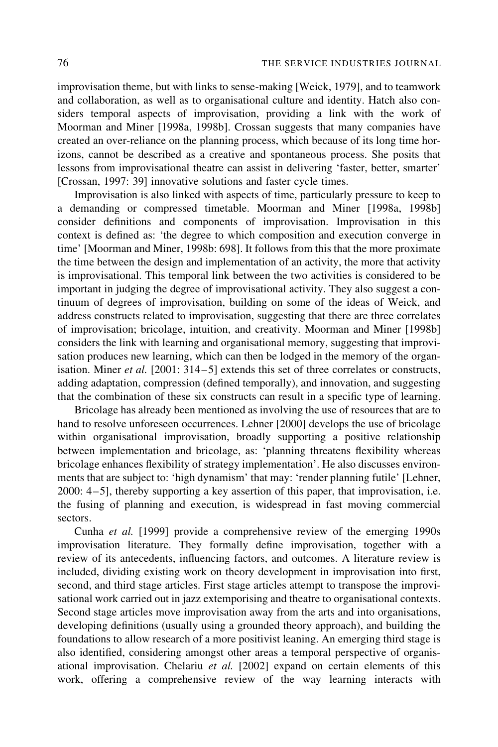improvisation theme, but with links to sense-making [Weick, 1979], and to teamwork and collaboration, as well as to organisational culture and identity. Hatch also considers temporal aspects of improvisation, providing a link with the work of Moorman and Miner [1998a, 1998b]. Crossan suggests that many companies have created an over-reliance on the planning process, which because of its long time horizons, cannot be described as a creative and spontaneous process. She posits that lessons from improvisational theatre can assist in delivering 'faster, better, smarter' [Crossan, 1997: 39] innovative solutions and faster cycle times.

Improvisation is also linked with aspects of time, particularly pressure to keep to a demanding or compressed timetable. Moorman and Miner [1998a, 1998b] consider definitions and components of improvisation. Improvisation in this context is defined as: 'the degree to which composition and execution converge in time' [Moorman and Miner, 1998b: 698]. It follows from this that the more proximate the time between the design and implementation of an activity, the more that activity is improvisational. This temporal link between the two activities is considered to be important in judging the degree of improvisational activity. They also suggest a continuum of degrees of improvisation, building on some of the ideas of Weick, and address constructs related to improvisation, suggesting that there are three correlates of improvisation; bricolage, intuition, and creativity. Moorman and Miner [1998b] considers the link with learning and organisational memory, suggesting that improvisation produces new learning, which can then be lodged in the memory of the organisation. Miner *et al.* [2001: 314–5] extends this set of three correlates or constructs, adding adaptation, compression (defined temporally), and innovation, and suggesting that the combination of these six constructs can result in a specific type of learning.

Bricolage has already been mentioned as involving the use of resources that are to hand to resolve unforeseen occurrences. Lehner [2000] develops the use of bricolage within organisational improvisation, broadly supporting a positive relationship between implementation and bricolage, as: 'planning threatens flexibility whereas bricolage enhances flexibility of strategy implementation'. He also discusses environments that are subject to: 'high dynamism' that may: 'render planning futile' [Lehner, 2000: 4–5], thereby supporting a key assertion of this paper, that improvisation, i.e. the fusing of planning and execution, is widespread in fast moving commercial sectors.

Cunha *et al.* [1999] provide a comprehensive review of the emerging 1990s improvisation literature. They formally define improvisation, together with a review of its antecedents, influencing factors, and outcomes. A literature review is included, dividing existing work on theory development in improvisation into first, second, and third stage articles. First stage articles attempt to transpose the improvisational work carried out in jazz extemporising and theatre to organisational contexts. Second stage articles move improvisation away from the arts and into organisations, developing definitions (usually using a grounded theory approach), and building the foundations to allow research of a more positivist leaning. An emerging third stage is also identified, considering amongst other areas a temporal perspective of organisational improvisation. Chelariu *et al.* [2002] expand on certain elements of this work, offering a comprehensive review of the way learning interacts with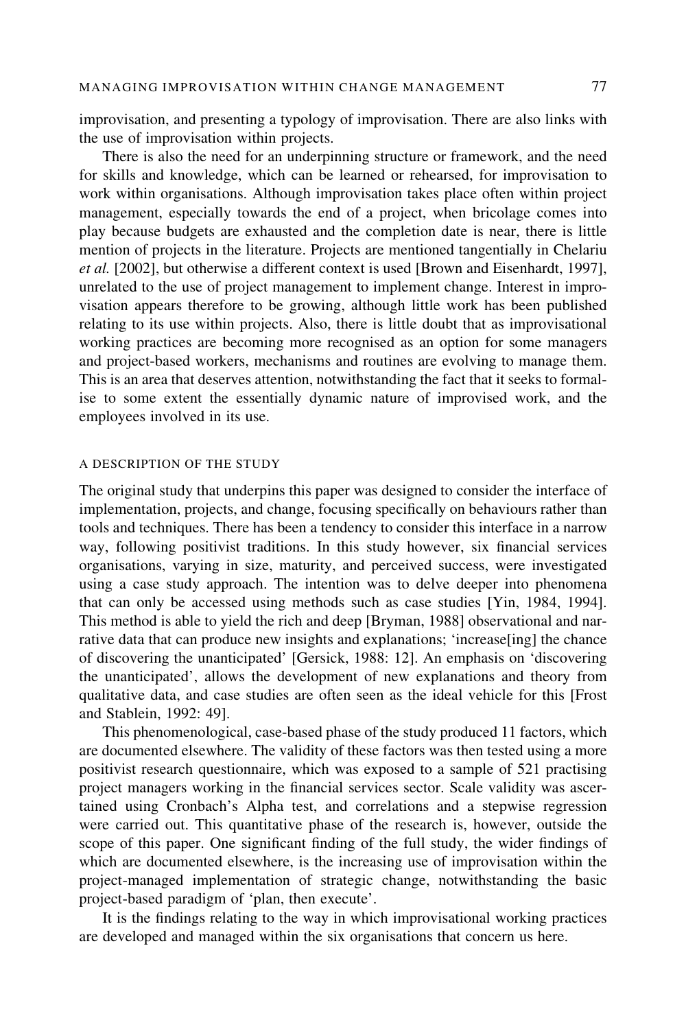improvisation, and presenting a typology of improvisation. There are also links with the use of improvisation within projects.

There is also the need for an underpinning structure or framework, and the need for skills and knowledge, which can be learned or rehearsed, for improvisation to work within organisations. Although improvisation takes place often within project management, especially towards the end of a project, when bricolage comes into play because budgets are exhausted and the completion date is near, there is little mention of projects in the literature. Projects are mentioned tangentially in Chelariu *et al.* [2002], but otherwise a different context is used [Brown and Eisenhardt, 1997], unrelated to the use of project management to implement change. Interest in improvisation appears therefore to be growing, although little work has been published relating to its use within projects. Also, there is little doubt that as improvisational working practices are becoming more recognised as an option for some managers and project-based workers, mechanisms and routines are evolving to manage them. This is an area that deserves attention, notwithstanding the fact that it seeks to formalise to some extent the essentially dynamic nature of improvised work, and the employees involved in its use.

## A DESCRIPTION OF THE STUDY

The original study that underpins this paper was designed to consider the interface of implementation, projects, and change, focusing specifically on behaviours rather than tools and techniques. There has been a tendency to consider this interface in a narrow way, following positivist traditions. In this study however, six financial services organisations, varying in size, maturity, and perceived success, were investigated using a case study approach. The intention was to delve deeper into phenomena that can only be accessed using methods such as case studies [Yin, 1984, 1994]. This method is able to yield the rich and deep [Bryman, 1988] observational and narrative data that can produce new insights and explanations; 'increase[ing] the chance of discovering the unanticipated' [Gersick, 1988: 12]. An emphasis on 'discovering the unanticipated', allows the development of new explanations and theory from qualitative data, and case studies are often seen as the ideal vehicle for this [Frost and Stablein, 1992: 49].

This phenomenological, case-based phase of the study produced 11 factors, which are documented elsewhere. The validity of these factors was then tested using a more positivist research questionnaire, which was exposed to a sample of 521 practising project managers working in the financial services sector. Scale validity was ascertained using Cronbach's Alpha test, and correlations and a stepwise regression were carried out. This quantitative phase of the research is, however, outside the scope of this paper. One significant finding of the full study, the wider findings of which are documented elsewhere, is the increasing use of improvisation within the project-managed implementation of strategic change, notwithstanding the basic project-based paradigm of 'plan, then execute'.

It is the findings relating to the way in which improvisational working practices are developed and managed within the six organisations that concern us here.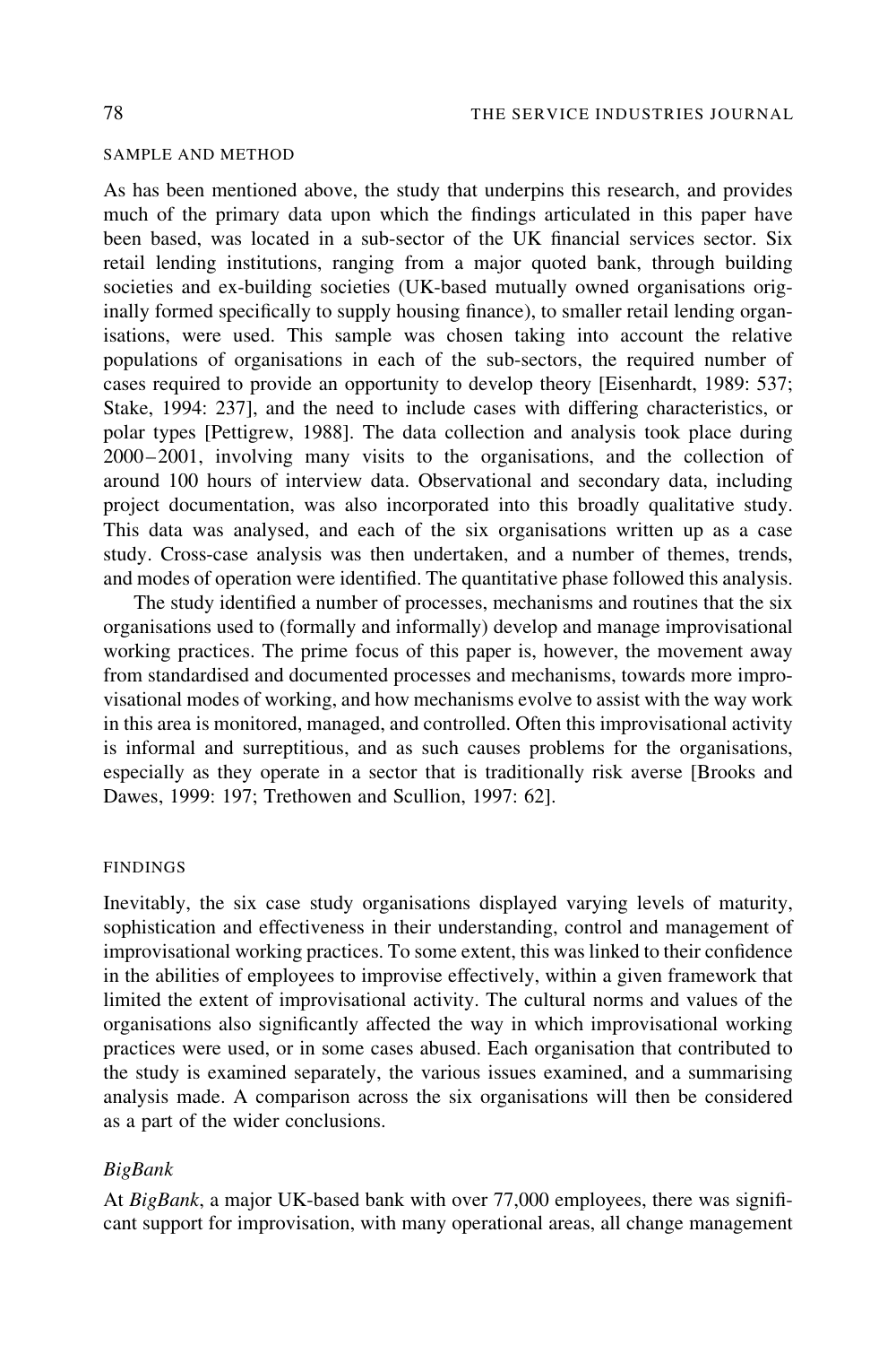## SAMPLE AND METHOD

As has been mentioned above, the study that underpins this research, and provides much of the primary data upon which the findings articulated in this paper have been based, was located in a sub-sector of the UK financial services sector. Six retail lending institutions, ranging from a major quoted bank, through building societies and ex-building societies (UK-based mutually owned organisations originally formed specifically to supply housing finance), to smaller retail lending organisations, were used. This sample was chosen taking into account the relative populations of organisations in each of the sub-sectors, the required number of cases required to provide an opportunity to develop theory [Eisenhardt, 1989: 537; Stake, 1994: 237], and the need to include cases with differing characteristics, or polar types [Pettigrew, 1988]. The data collection and analysis took place during 2000–2001, involving many visits to the organisations, and the collection of around 100 hours of interview data. Observational and secondary data, including project documentation, was also incorporated into this broadly qualitative study. This data was analysed, and each of the six organisations written up as a case study. Cross-case analysis was then undertaken, and a number of themes, trends, and modes of operation were identified. The quantitative phase followed this analysis.

The study identified a number of processes, mechanisms and routines that the six organisations used to (formally and informally) develop and manage improvisational working practices. The prime focus of this paper is, however, the movement away from standardised and documented processes and mechanisms, towards more improvisational modes of working, and how mechanisms evolve to assist with the way work in this area is monitored, managed, and controlled. Often this improvisational activity is informal and surreptitious, and as such causes problems for the organisations, especially as they operate in a sector that is traditionally risk averse [Brooks and Dawes, 1999: 197; Trethowen and Scullion, 1997: 62].

## FINDINGS

Inevitably, the six case study organisations displayed varying levels of maturity, sophistication and effectiveness in their understanding, control and management of improvisational working practices. To some extent, this was linked to their confidence in the abilities of employees to improvise effectively, within a given framework that limited the extent of improvisational activity. The cultural norms and values of the organisations also significantly affected the way in which improvisational working practices were used, or in some cases abused. Each organisation that contributed to the study is examined separately, the various issues examined, and a summarising analysis made. A comparison across the six organisations will then be considered as a part of the wider conclusions.

### *BigBank*

At *BigBank*, a major UK-based bank with over 77,000 employees, there was significant support for improvisation, with many operational areas, all change management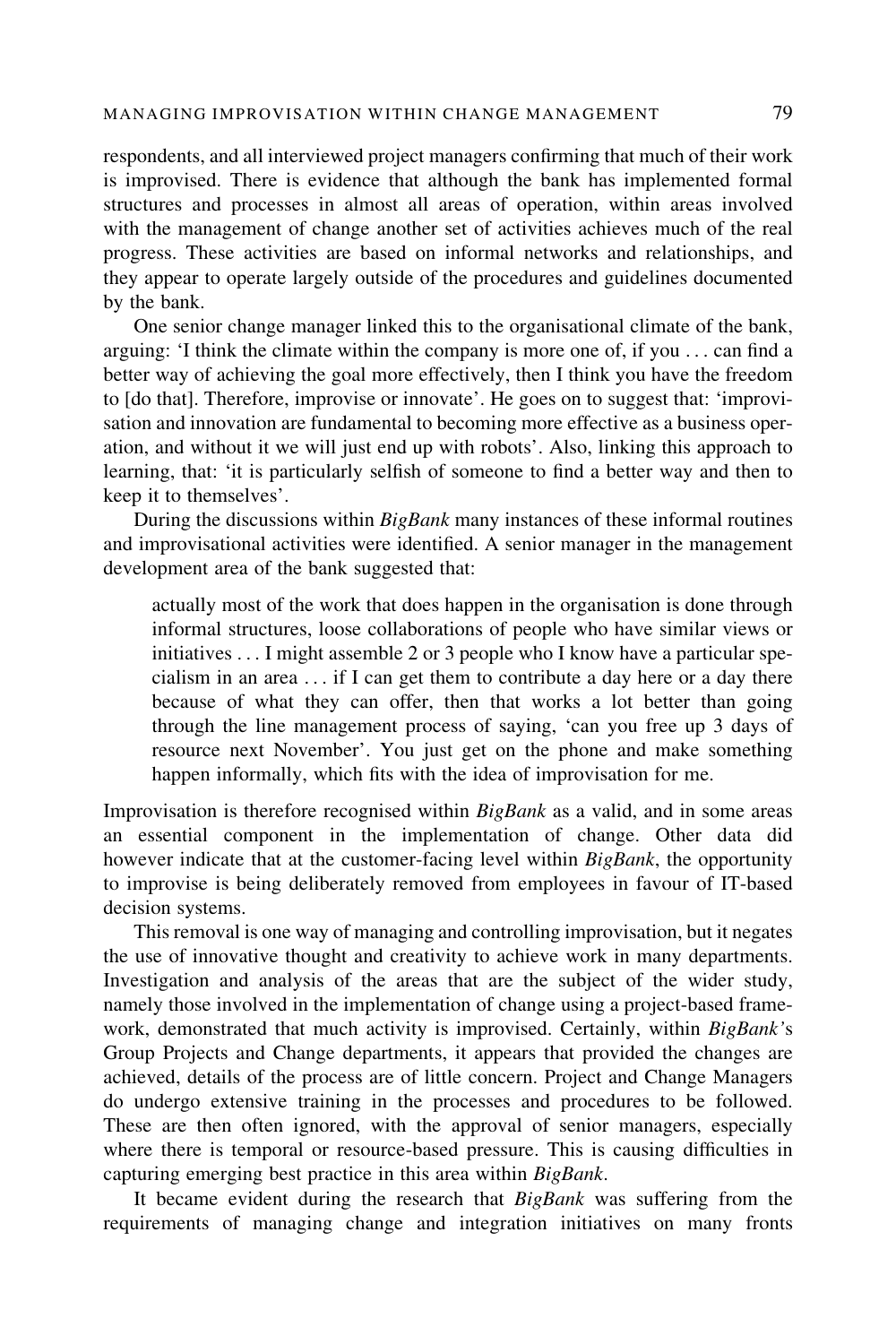respondents, and all interviewed project managers confirming that much of their work is improvised. There is evidence that although the bank has implemented formal structures and processes in almost all areas of operation, within areas involved with the management of change another set of activities achieves much of the real progress. These activities are based on informal networks and relationships, and they appear to operate largely outside of the procedures and guidelines documented by the bank.

One senior change manager linked this to the organisational climate of the bank, arguing: 'I think the climate within the company is more one of, if you . . . can find a better way of achieving the goal more effectively, then I think you have the freedom to [do that]. Therefore, improvise or innovate'. He goes on to suggest that: 'improvisation and innovation are fundamental to becoming more effective as a business operation, and without it we will just end up with robots'. Also, linking this approach to learning, that: 'it is particularly selfish of someone to find a better way and then to keep it to themselves'.

During the discussions within *BigBank* many instances of these informal routines and improvisational activities were identified. A senior manager in the management development area of the bank suggested that:

> actually most of the work that does happen in the organisation is done through informal structures, loose collaborations of people who have similar views or initiatives . . . I might assemble 2 or 3 people who I know have a particular specialism in an area . . . if I can get them to contribute a day here or a day there because of what they can offer, then that works a lot better than going through the line management process of saying, 'can you free up 3 days of resource next November'. You just get on the phone and make something happen informally, which fits with the idea of improvisation for me.

Improvisation is therefore recognised within *BigBank* as a valid, and in some areas an essential component in the implementation of change. Other data did however indicate that at the customer-facing level within *BigBank*, the opportunity to improvise is being deliberately removed from employees in favour of IT-based decision systems.

This removal is one way of managing and controlling improvisation, but it negates the use of innovative thought and creativity to achieve work in many departments. Investigation and analysis of the areas that are the subject of the wider study, namely those involved in the implementation of change using a project-based framework, demonstrated that much activity is improvised. Certainly, within *BigBank*'s Group Projects and Change departments, it appears that provided the changes are achieved, details of the process are of little concern. Project and Change Managers do undergo extensive training in the processes and procedures to be followed. These are then often ignored, with the approval of senior managers, especially where there is temporal or resource-based pressure. This is causing difficulties in capturing emerging best practice in this area within *BigBank*.

It became evident during the research that *BigBank* was suffering from the requirements of managing change and integration initiatives on many fronts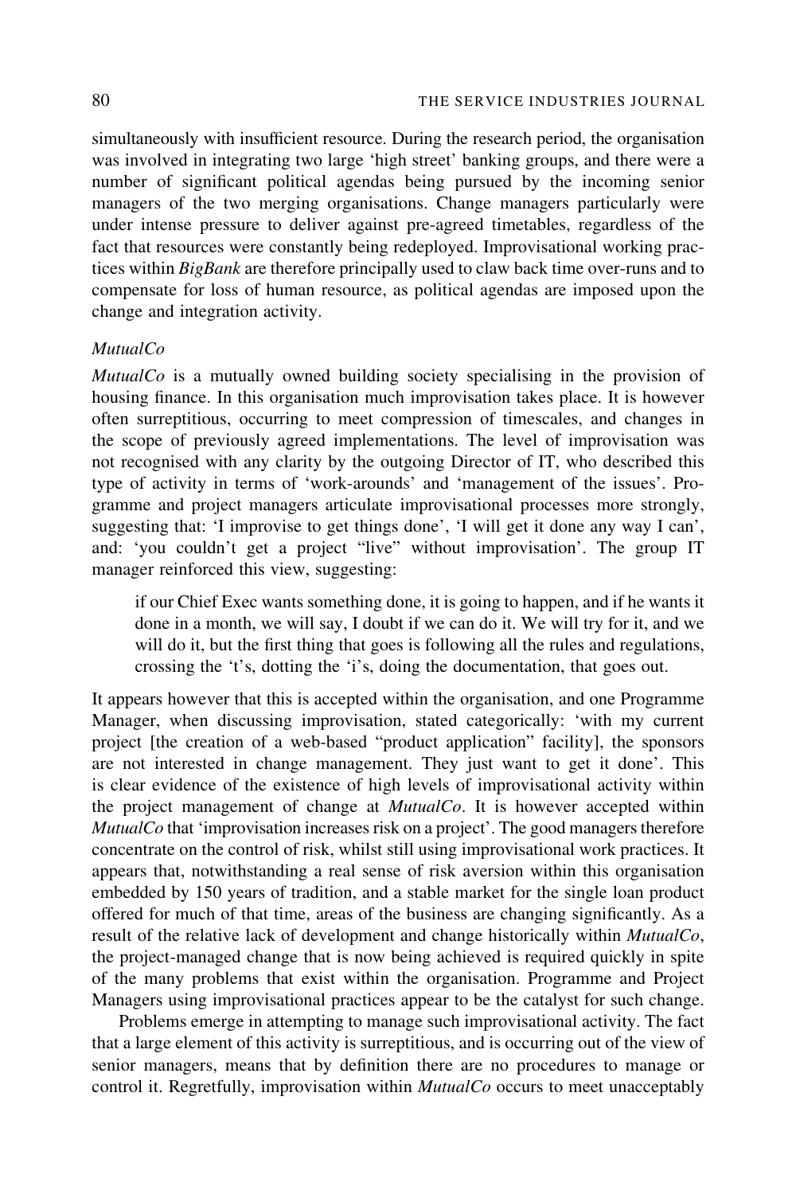simultaneously with insufficient resource. During the research period, the organisation was involved in integrating two large 'high street' banking groups, and there were a number of significant political agendas being pursued by the incoming senior managers of the two merging organisations. Change managers particularly were under intense pressure to deliver against pre-agreed timetables, regardless of the fact that resources were constantly being redeployed. Improvisational working practices within *BigBank* are therefore principally used to claw back time over-runs and to compensate for loss of human resource, as political agendas are imposed upon the change and integration activity.

### *MutualCo*

*MutualCo* is a mutually owned building society specialising in the provision of housing finance. In this organisation much improvisation takes place. It is however often surreptitious, occurring to meet compression of timescales, and changes in the scope of previously agreed implementations. The level of improvisation was not recognised with any clarity by the outgoing Director of IT, who described this type of activity in terms of 'work-arounds' and 'management of the issues'. Programme and project managers articulate improvisational processes more strongly, suggesting that: 'I improvise to get things done', 'I will get it done any way I can', and: 'you couldn't get a project "live" without improvisation'. The group IT manager reinforced this view, suggesting:

> if our Chief Exec wants something done, it is going to happen, and if he wants it done in a month, we will say, I doubt if we can do it. We will try for it, and we will do it, but the first thing that goes is following all the rules and regulations, crossing the 't's, dotting the 'i's, doing the documentation, that goes out.

It appears however that this is accepted within the organisation, and one Programme Manager, when discussing improvisation, stated categorically: 'with my current project [the creation of a web-based "product application" facility], the sponsors are not interested in change management. They just want to get it done'. This is clear evidence of the existence of high levels of improvisational activity within the project management of change at *MutualCo*. It is however accepted within *MutualCo* that 'improvisation increases risk on a project'. The good managers therefore concentrate on the control of risk, whilst still using improvisational work practices. It appears that, notwithstanding a real sense of risk aversion within this organisation embedded by 150 years of tradition, and a stable market for the single loan product offered for much of that time, areas of the business are changing significantly. As a result of the relative lack of development and change historically within *MutualCo*, the project-managed change that is now being achieved is required quickly in spite of the many problems that exist within the organisation. Programme and Project Managers using improvisational practices appear to be the catalyst for such change.

Problems emerge in attempting to manage such improvisational activity. The fact that a large element of this activity is surreptitious, and is occurring out of the view of senior managers, means that by definition there are no procedures to manage or control it. Regretfully, improvisation within *MutualCo* occurs to meet unacceptably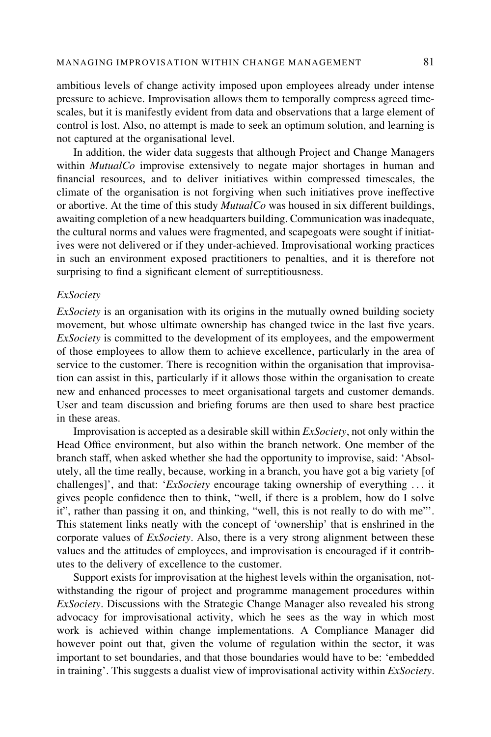ambitious levels of change activity imposed upon employees already under intense pressure to achieve. Improvisation allows them to temporally compress agreed timescales, but it is manifestly evident from data and observations that a large element of control is lost. Also, no attempt is made to seek an optimum solution, and learning is not captured at the organisational level.

In addition, the wider data suggests that although Project and Change Managers within *MutualCo* improvise extensively to negate major shortages in human and financial resources, and to deliver initiatives within compressed timescales, the climate of the organisation is not forgiving when such initiatives prove ineffective or abortive. At the time of this study *MutualCo* was housed in six different buildings, awaiting completion of a new headquarters building. Communication was inadequate, the cultural norms and values were fragmented, and scapegoats were sought if initiatives were not delivered or if they under-achieved. Improvisational working practices in such an environment exposed practitioners to penalties, and it is therefore not surprising to find a significant element of surreptitiousness.

*ExSociety*

*ExSociety* is an organisation with its origins in the mutually owned building society movement, but whose ultimate ownership has changed twice in the last five years. *ExSociety* is committed to the development of its employees, and the empowerment of those employees to allow them to achieve excellence, particularly in the area of service to the customer. There is recognition within the organisation that improvisation can assist in this, particularly if it allows those within the organisation to create new and enhanced processes to meet organisational targets and customer demands. User and team discussion and briefing forums are then used to share best practice in these areas.

Improvisation is accepted as a desirable skill within *ExSociety*, not only within the Head Office environment, but also within the branch network. One member of the branch staff, when asked whether she had the opportunity to improvise, said: 'Absolutely, all the time really, because, working in a branch, you have got a big variety [of challenges]', and that: '*ExSociety* encourage taking ownership of everything ... it gives people confidence then to think, "well, if there is a problem, how do I solve it", rather than passing it on, and thinking, "well, this is not really to do with me"'. This statement links neatly with the concept of 'ownership' that is enshrined in the corporate values of *ExSociety*. Also, there is a very strong alignment between these values and the attitudes of employees, and improvisation is encouraged if it contributes to the delivery of excellence to the customer.

Support exists for improvisation at the highest levels within the organisation, notwithstanding the rigour of project and programme management procedures within *ExSociety*. Discussions with the Strategic Change Manager also revealed his strong advocacy for improvisational activity, which he sees as the way in which most work is achieved within change implementations. A Compliance Manager did however point out that, given the volume of regulation within the sector, it was important to set boundaries, and that those boundaries would have to be: 'embedded in training'. This suggests a dualist view of improvisational activity within *ExSociety*.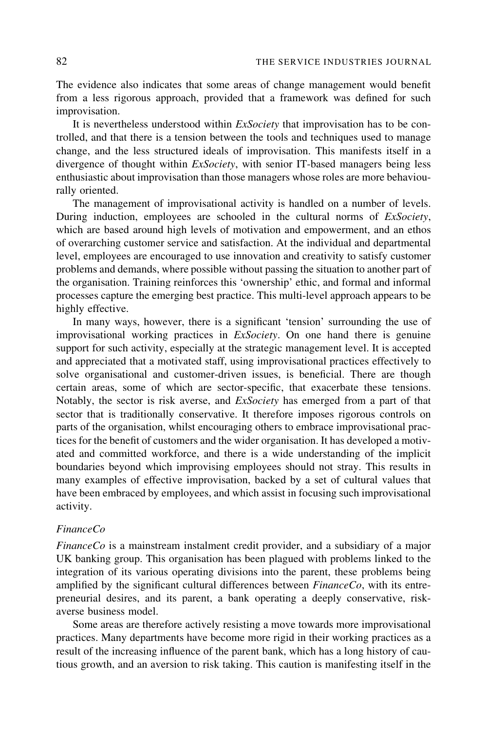The evidence also indicates that some areas of change management would benefit from a less rigorous approach, provided that a framework was defined for such improvisation.

It is nevertheless understood within *ExSociety* that improvisation has to be controlled, and that there is a tension between the tools and techniques used to manage change, and the less structured ideals of improvisation. This manifests itself in a divergence of thought within *ExSociety*, with senior IT-based managers being less enthusiastic about improvisation than those managers whose roles are more behaviourally oriented.

The management of improvisational activity is handled on a number of levels. During induction, employees are schooled in the cultural norms of *ExSociety*, which are based around high levels of motivation and empowerment, and an ethos of overarching customer service and satisfaction. At the individual and departmental level, employees are encouraged to use innovation and creativity to satisfy customer problems and demands, where possible without passing the situation to another part of the organisation. Training reinforces this 'ownership' ethic, and formal and informal processes capture the emerging best practice. This multi-level approach appears to be highly effective.

In many ways, however, there is a significant 'tension' surrounding the use of improvisational working practices in *ExSociety*. On one hand there is genuine support for such activity, especially at the strategic management level. It is accepted and appreciated that a motivated staff, using improvisational practices effectively to solve organisational and customer-driven issues, is beneficial. There are though certain areas, some of which are sector-specific, that exacerbate these tensions. Notably, the sector is risk averse, and *ExSociety* has emerged from a part of that sector that is traditionally conservative. It therefore imposes rigorous controls on parts of the organisation, whilst encouraging others to embrace improvisational practices for the benefit of customers and the wider organisation. It has developed a motivated and committed workforce, and there is a wide understanding of the implicit boundaries beyond which improvising employees should not stray. This results in many examples of effective improvisation, backed by a set of cultural values that have been embraced by employees, and which assist in focusing such improvisational activity.

### *FinanceCo*

*FinanceCo* is a mainstream instalment credit provider, and a subsidiary of a major UK banking group. This organisation has been plagued with problems linked to the integration of its various operating divisions into the parent, these problems being amplified by the significant cultural differences between *FinanceCo*, with its entrepreneurial desires, and its parent, a bank operating a deeply conservative, risk-averse business model.

Some areas are therefore actively resisting a move towards more improvisational practices. Many departments have become more rigid in their working practices as a result of the increasing influence of the parent bank, which has a long history of cautious growth, and an aversion to risk taking. This caution is manifesting itself in the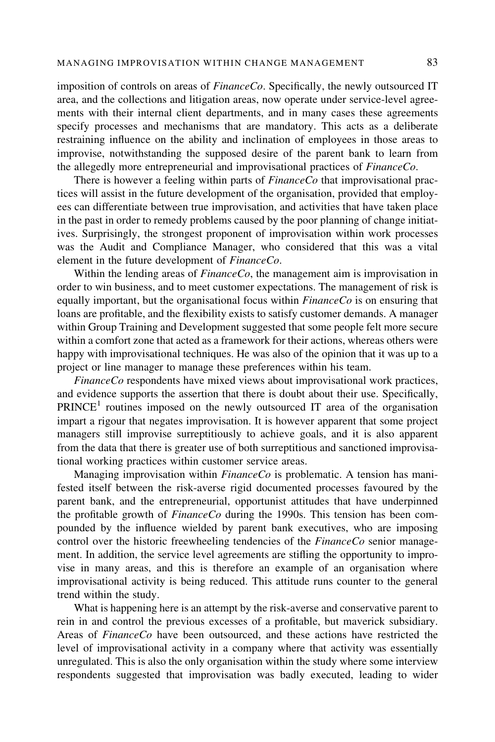imposition of controls on areas of *FinanceCo*. Specifically, the newly outsourced IT area, and the collections and litigation areas, now operate under service-level agreements with their internal client departments, and in many cases these agreements specify processes and mechanisms that are mandatory. This acts as a deliberate restraining influence on the ability and inclination of employees in those areas to improvise, notwithstanding the supposed desire of the parent bank to learn from the allegedly more entrepreneurial and improvisational practices of *FinanceCo*.

There is however a feeling within parts of *FinanceCo* that improvisational practices will assist in the future development of the organisation, provided that employees can differentiate between true improvisation, and activities that have taken place in the past in order to remedy problems caused by the poor planning of change initiatives. Surprisingly, the strongest proponent of improvisation within work processes was the Audit and Compliance Manager, who considered that this was a vital element in the future development of *FinanceCo*.

Within the lending areas of *FinanceCo*, the management aim is improvisation in order to win business, and to meet customer expectations. The management of risk is equally important, but the organisational focus within *FinanceCo* is on ensuring that loans are profitable, and the flexibility exists to satisfy customer demands. A manager within Group Training and Development suggested that some people felt more secure within a comfort zone that acted as a framework for their actions, whereas others were happy with improvisational techniques. He was also of the opinion that it was up to a project or line manager to manage these preferences within his team.

*FinanceCo* respondents have mixed views about improvisational work practices, and evidence supports the assertion that there is doubt about their use. Specifically, PRINCE[1] routines imposed on the newly outsourced IT area of the organisation impart a rigour that negates improvisation. It is however apparent that some project managers still improvise surreptitiously to achieve goals, and it is also apparent from the data that there is greater use of both surreptitious and sanctioned improvisational working practices within customer service areas.

Managing improvisation within *FinanceCo* is problematic. A tension has manifested itself between the risk-averse rigid documented processes favoured by the parent bank, and the entrepreneurial, opportunist attitudes that have underpinned the profitable growth of *FinanceCo* during the 1990s. This tension has been compounded by the influence wielded by parent bank executives, who are imposing control over the historic freewheeling tendencies of the *FinanceCo* senior management. In addition, the service level agreements are stifling the opportunity to improvise in many areas, and this is therefore an example of an organisation where improvisational activity is being reduced. This attitude runs counter to the general trend within the study.

What is happening here is an attempt by the risk-averse and conservative parent to rein in and control the previous excesses of a profitable, but maverick subsidiary. Areas of *FinanceCo* have been outsourced, and these actions have restricted the level of improvisational activity in a company where that activity was essentially unregulated. This is also the only organisation within the study where some interview respondents suggested that improvisation was badly executed, leading to wider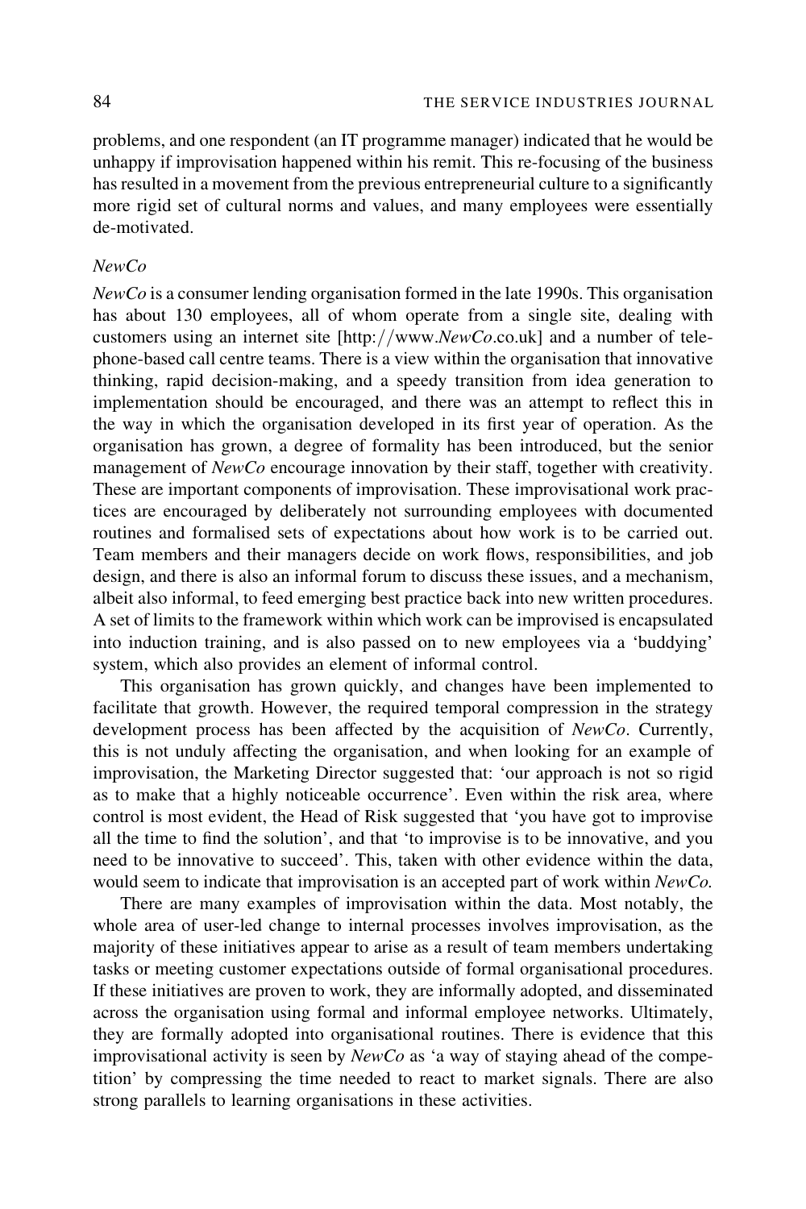problems, and one respondent (an IT programme manager) indicated that he would be unhappy if improvisation happened within his remit. This re-focusing of the business has resulted in a movement from the previous entrepreneurial culture to a significantly more rigid set of cultural norms and values, and many employees were essentially de-motivated.

### *NewCo*

*NewCo* is a consumer lending organisation formed in the late 1990s. This organisation has about 130 employees, all of whom operate from a single site, dealing with customers using an internet site [http://www.*NewCo*.co.uk] and a number of telephone-based call centre teams. There is a view within the organisation that innovative thinking, rapid decision-making, and a speedy transition from idea generation to implementation should be encouraged, and there was an attempt to reflect this in the way in which the organisation developed in its first year of operation. As the organisation has grown, a degree of formality has been introduced, but the senior management of *NewCo* encourage innovation by their staff, together with creativity. These are important components of improvisation. These improvisational work practices are encouraged by deliberately not surrounding employees with documented routines and formalised sets of expectations about how work is to be carried out. Team members and their managers decide on work flows, responsibilities, and job design, and there is also an informal forum to discuss these issues, and a mechanism, albeit also informal, to feed emerging best practice back into new written procedures. A set of limits to the framework within which work can be improvised is encapsulated into induction training, and is also passed on to new employees via a 'buddying' system, which also provides an element of informal control.

This organisation has grown quickly, and changes have been implemented to facilitate that growth. However, the required temporal compression in the strategy development process has been affected by the acquisition of *NewCo*. Currently, this is not unduly affecting the organisation, and when looking for an example of improvisation, the Marketing Director suggested that: 'our approach is not so rigid as to make that a highly noticeable occurrence'. Even within the risk area, where control is most evident, the Head of Risk suggested that 'you have got to improvise all the time to find the solution', and that 'to improvise is to be innovative, and you need to be innovative to succeed'. This, taken with other evidence within the data, would seem to indicate that improvisation is an accepted part of work within *NewCo*.

There are many examples of improvisation within the data. Most notably, the whole area of user-led change to internal processes involves improvisation, as the majority of these initiatives appear to arise as a result of team members undertaking tasks or meeting customer expectations outside of formal organisational procedures. If these initiatives are proven to work, they are informally adopted, and disseminated across the organisation using formal and informal employee networks. Ultimately, they are formally adopted into organisational routines. There is evidence that this improvisational activity is seen by *NewCo* as 'a way of staying ahead of the competition' by compressing the time needed to react to market signals. There are also strong parallels to learning organisations in these activities.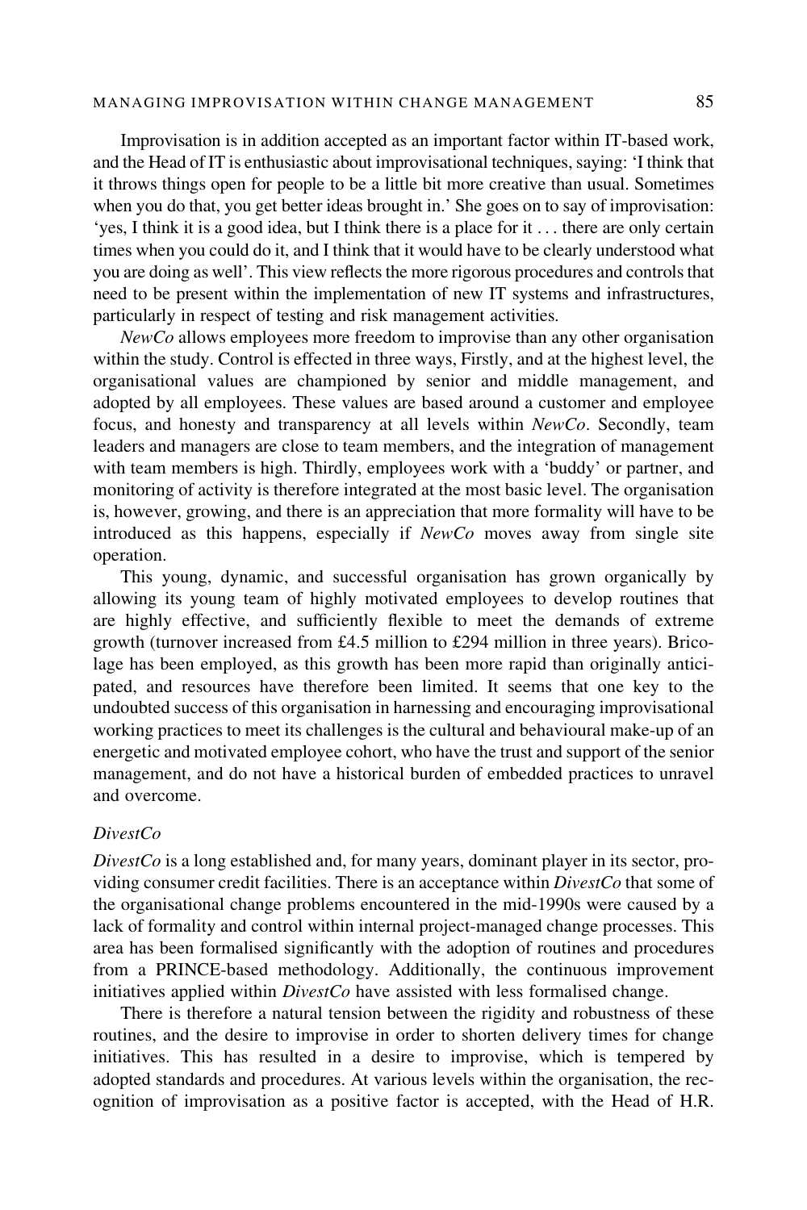Improvisation is in addition accepted as an important factor within IT-based work, and the Head of IT is enthusiastic about improvisational techniques, saying: 'I think that it throws things open for people to be a little bit more creative than usual. Sometimes when you do that, you get better ideas brought in.' She goes on to say of improvisation: 'yes, I think it is a good idea, but I think there is a place for it . . . there are only certain times when you could do it, and I think that it would have to be clearly understood what you are doing as well'. This view reflects the more rigorous procedures and controls that need to be present within the implementation of new IT systems and infrastructures, particularly in respect of testing and risk management activities.

*NewCo* allows employees more freedom to improvise than any other organisation within the study. Control is effected in three ways, Firstly, and at the highest level, the organisational values are championed by senior and middle management, and adopted by all employees. These values are based around a customer and employee focus, and honesty and transparency at all levels within *NewCo*. Secondly, team leaders and managers are close to team members, and the integration of management with team members is high. Thirdly, employees work with a 'buddy' or partner, and monitoring of activity is therefore integrated at the most basic level. The organisation is, however, growing, and there is an appreciation that more formality will have to be introduced as this happens, especially if *NewCo* moves away from single site operation.

This young, dynamic, and successful organisation has grown organically by allowing its young team of highly motivated employees to develop routines that are highly effective, and sufficiently flexible to meet the demands of extreme growth (turnover increased from £4.5 million to £294 million in three years). Bricolage has been employed, as this growth has been more rapid than originally anticipated, and resources have therefore been limited. It seems that one key to the undoubted success of this organisation in harnessing and encouraging improvisational working practices to meet its challenges is the cultural and behavioural make-up of an energetic and motivated employee cohort, who have the trust and support of the senior management, and do not have a historical burden of embedded practices to unravel and overcome.

### *DivestCo*

*DivestCo* is a long established and, for many years, dominant player in its sector, providing consumer credit facilities. There is an acceptance within *DivestCo* that some of the organisational change problems encountered in the mid-1990s were caused by a lack of formality and control within internal project-managed change processes. This area has been formalised significantly with the adoption of routines and procedures from a PRINCE-based methodology. Additionally, the continuous improvement initiatives applied within *DivestCo* have assisted with less formalised change.

There is therefore a natural tension between the rigidity and robustness of these routines, and the desire to improvise in order to shorten delivery times for change initiatives. This has resulted in a desire to improvise, which is tempered by adopted standards and procedures. At various levels within the organisation, the recognition of improvisation as a positive factor is accepted, with the Head of H.R.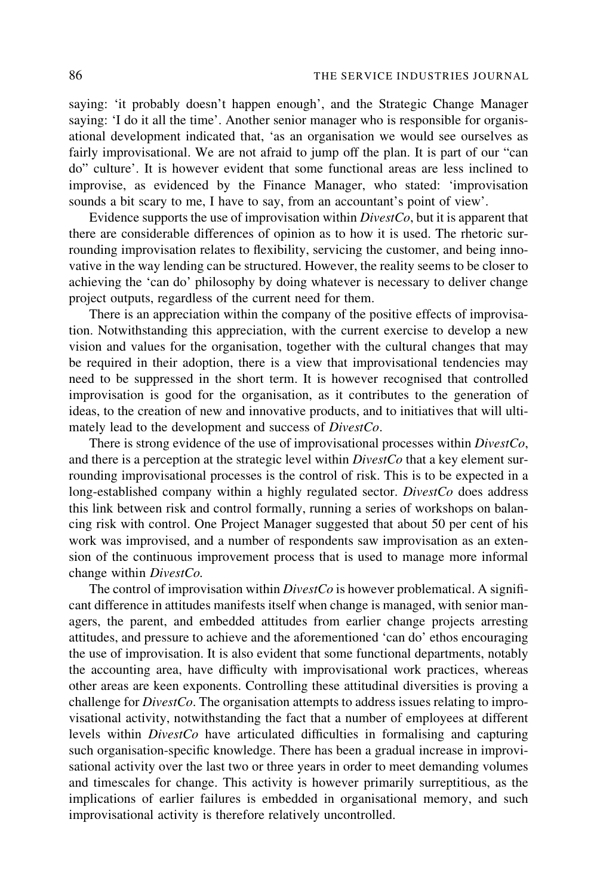saying: 'it probably doesn't happen enough', and the Strategic Change Manager saying: 'I do it all the time'. Another senior manager who is responsible for organisational development indicated that, 'as an organisation we would see ourselves as fairly improvisational. We are not afraid to jump off the plan. It is part of our "can do" culture'. It is however evident that some functional areas are less inclined to improvise, as evidenced by the Finance Manager, who stated: 'improvisation sounds a bit scary to me, I have to say, from an accountant's point of view'.

Evidence supports the use of improvisation within *DivestCo*, but it is apparent that there are considerable differences of opinion as to how it is used. The rhetoric surrounding improvisation relates to flexibility, servicing the customer, and being innovative in the way lending can be structured. However, the reality seems to be closer to achieving the 'can do' philosophy by doing whatever is necessary to deliver change project outputs, regardless of the current need for them.

There is an appreciation within the company of the positive effects of improvisation. Notwithstanding this appreciation, with the current exercise to develop a new vision and values for the organisation, together with the cultural changes that may be required in their adoption, there is a view that improvisational tendencies may need to be suppressed in the short term. It is however recognised that controlled improvisation is good for the organisation, as it contributes to the generation of ideas, to the creation of new and innovative products, and to initiatives that will ultimately lead to the development and success of *DivestCo*.

There is strong evidence of the use of improvisational processes within *DivestCo*, and there is a perception at the strategic level within *DivestCo* that a key element surrounding improvisational processes is the control of risk. This is to be expected in a long-established company within a highly regulated sector. *DivestCo* does address this link between risk and control formally, running a series of workshops on balancing risk with control. One Project Manager suggested that about 50 per cent of his work was improvised, and a number of respondents saw improvisation as an extension of the continuous improvement process that is used to manage more informal change within *DivestCo*.

The control of improvisation within *DivestCo* is however problematical. A significant difference in attitudes manifests itself when change is managed, with senior managers, the parent, and embedded attitudes from earlier change projects arresting attitudes, and pressure to achieve and the aforementioned 'can do' ethos encouraging the use of improvisation. It is also evident that some functional departments, notably the accounting area, have difficulty with improvisational work practices, whereas other areas are keen exponents. Controlling these attitudinal diversities is proving a challenge for *DivestCo*. The organisation attempts to address issues relating to improvisational activity, notwithstanding the fact that a number of employees at different levels within *DivestCo* have articulated difficulties in formalising and capturing such organisation-specific knowledge. There has been a gradual increase in improvisational activity over the last two or three years in order to meet demanding volumes and timescales for change. This activity is however primarily surreptitious, as the implications of earlier failures is embedded in organisational memory, and such improvisational activity is therefore relatively uncontrolled.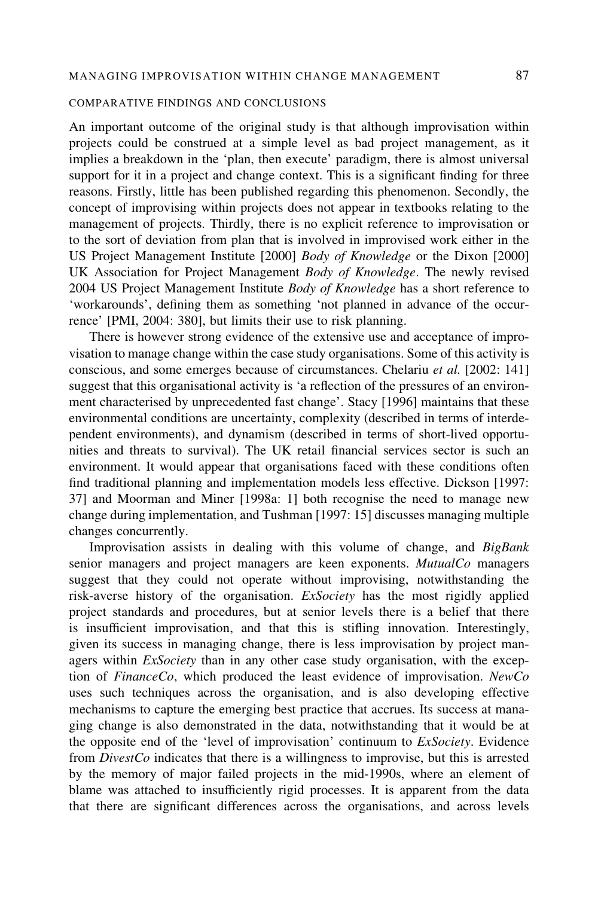## COMPARATIVE FINDINGS AND CONCLUSIONS

An important outcome of the original study is that although improvisation within projects could be construed at a simple level as bad project management, as it implies a breakdown in the 'plan, then execute' paradigm, there is almost universal support for it in a project and change context. This is a significant finding for three reasons. Firstly, little has been published regarding this phenomenon. Secondly, the concept of improvising within projects does not appear in textbooks relating to the management of projects. Thirdly, there is no explicit reference to improvisation or to the sort of deviation from plan that is involved in improvised work either in the US Project Management Institute [2000] *Body of Knowledge* or the Dixon [2000] UK Association for Project Management *Body of Knowledge*. The newly revised 2004 US Project Management Institute *Body of Knowledge* has a short reference to 'workarounds', defining them as something 'not planned in advance of the occurrence' [PMI, 2004: 380], but limits their use to risk planning.

There is however strong evidence of the extensive use and acceptance of improvisation to manage change within the case study organisations. Some of this activity is conscious, and some emerges because of circumstances. Chelariu *et al.* [2002: 141] suggest that this organisational activity is 'a reflection of the pressures of an environment characterised by unprecedented fast change'. Stacy [1996] maintains that these environmental conditions are uncertainty, complexity (described in terms of interdependent environments), and dynamism (described in terms of short-lived opportunities and threats to survival). The UK retail financial services sector is such an environment. It would appear that organisations faced with these conditions often find traditional planning and implementation models less effective. Dickson [1997: 37] and Moorman and Miner [1998a: 1] both recognise the need to manage new change during implementation, and Tushman [1997: 15] discusses managing multiple changes concurrently.

Improvisation assists in dealing with this volume of change, and *BigBank* senior managers and project managers are keen exponents. *MutualCo* managers suggest that they could not operate without improvising, notwithstanding the risk-averse history of the organisation. *ExSociety* has the most rigidly applied project standards and procedures, but at senior levels there is a belief that there is insufficient improvisation, and that this is stifling innovation. Interestingly, given its success in managing change, there is less improvisation by project managers within *ExSociety* than in any other case study organisation, with the exception of *FinanceCo*, which produced the least evidence of improvisation. *NewCo* uses such techniques across the organisation, and is also developing effective mechanisms to capture the emerging best practice that accrues. Its success at managing change is also demonstrated in the data, notwithstanding that it would be at the opposite end of the 'level of improvisation' continuum to *ExSociety*. Evidence from *DivestCo* indicates that there is a willingness to improvise, but this is arrested by the memory of major failed projects in the mid-1990s, where an element of blame was attached to insufficiently rigid processes. It is apparent from the data that there are significant differences across the organisations, and across levels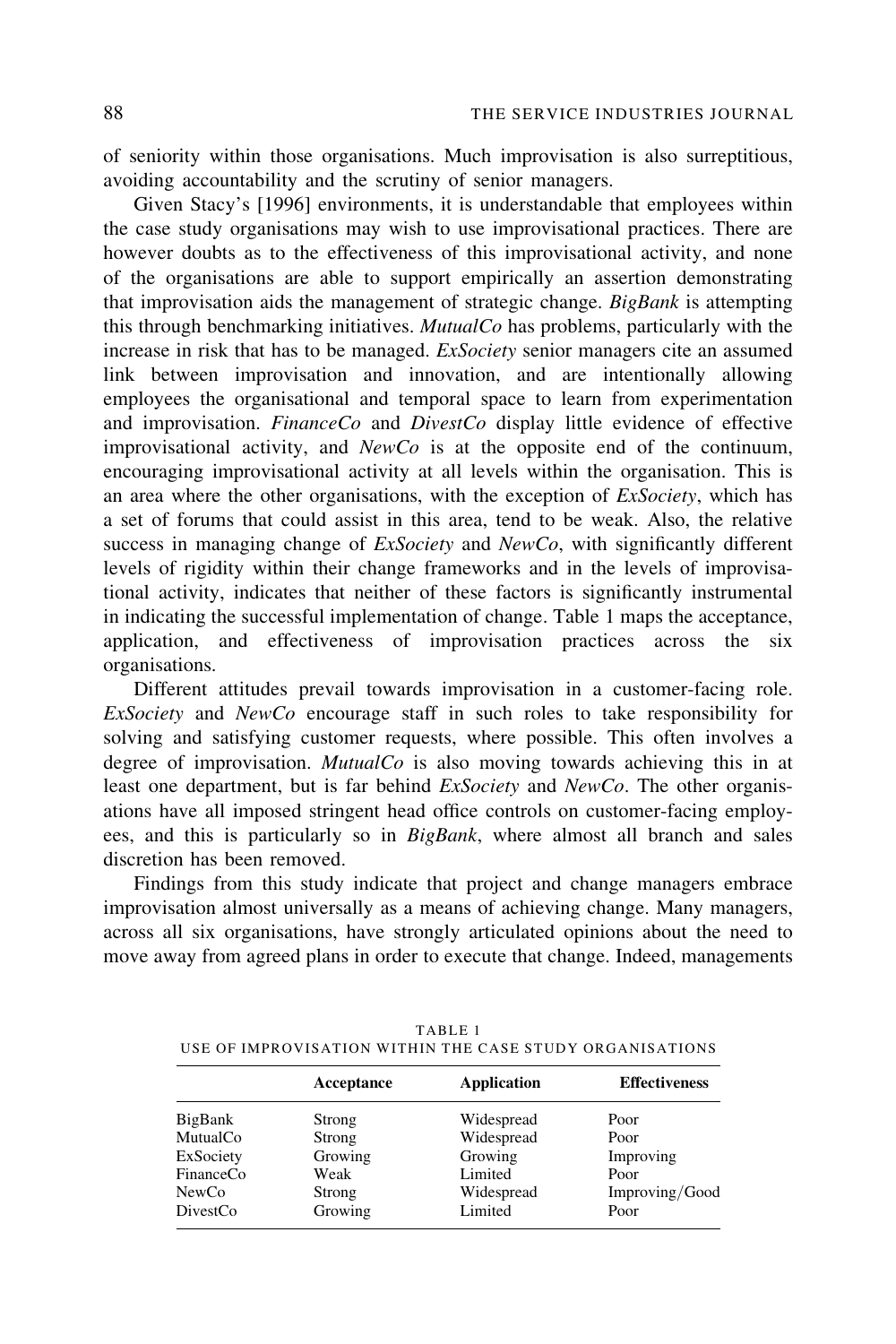of seniority within those organisations. Much improvisation is also surreptitious, avoiding accountability and the scrutiny of senior managers.

Given Stacy's [1996] environments, it is understandable that employees within the case study organisations may wish to use improvisational practices. There are however doubts as to the effectiveness of this improvisational activity, and none of the organisations are able to support empirically an assertion demonstrating that improvisation aids the management of strategic change. *BigBank* is attempting this through benchmarking initiatives. *MutualCo* has problems, particularly with the increase in risk that has to be managed. *ExSociety* senior managers cite an assumed link between improvisation and innovation, and are intentionally allowing employees the organisational and temporal space to learn from experimentation and improvisation. *FinanceCo* and *DivestCo* display little evidence of effective improvisational activity, and *NewCo* is at the opposite end of the continuum, encouraging improvisational activity at all levels within the organisation. This is an area where the other organisations, with the exception of *ExSociety*, which has a set of forums that could assist in this area, tend to be weak. Also, the relative success in managing change of *ExSociety* and *NewCo*, with significantly different levels of rigidity within their change frameworks and in the levels of improvisational activity, indicates that neither of these factors is significantly instrumental in indicating the successful implementation of change. Table 1 maps the acceptance, application, and effectiveness of improvisation practices across the six organisations.

Different attitudes prevail towards improvisation in a customer-facing role. *ExSociety* and *NewCo* encourage staff in such roles to take responsibility for solving and satisfying customer requests, where possible. This often involves a degree of improvisation. *MutualCo* is also moving towards achieving this in at least one department, but is far behind *ExSociety* and *NewCo*. The other organisations have all imposed stringent head office controls on customer-facing employees, and this is particularly so in *BigBank*, where almost all branch and sales discretion has been removed.

Findings from this study indicate that project and change managers embrace improvisation almost universally as a means of achieving change. Many managers, across all six organisations, have strongly articulated opinions about the need to move away from agreed plans in order to execute that change. Indeed, managements

TABLE 1
USE OF IMPROVISATION WITHIN THE CASE STUDY ORGANISATIONS

| | **Acceptance** | **Application** | **Effectiveness** |
|---|---|---|---|
| BigBank | Strong | Widespread | Poor |
| MutualCo | Strong | Widespread | Poor |
| ExSociety | Growing | Growing | Improving |
| FinanceCo | Weak | Limited | Poor |
| NewCo | Strong | Widespread | Improving/Good |
| DivestCo | Growing | Limited | Poor |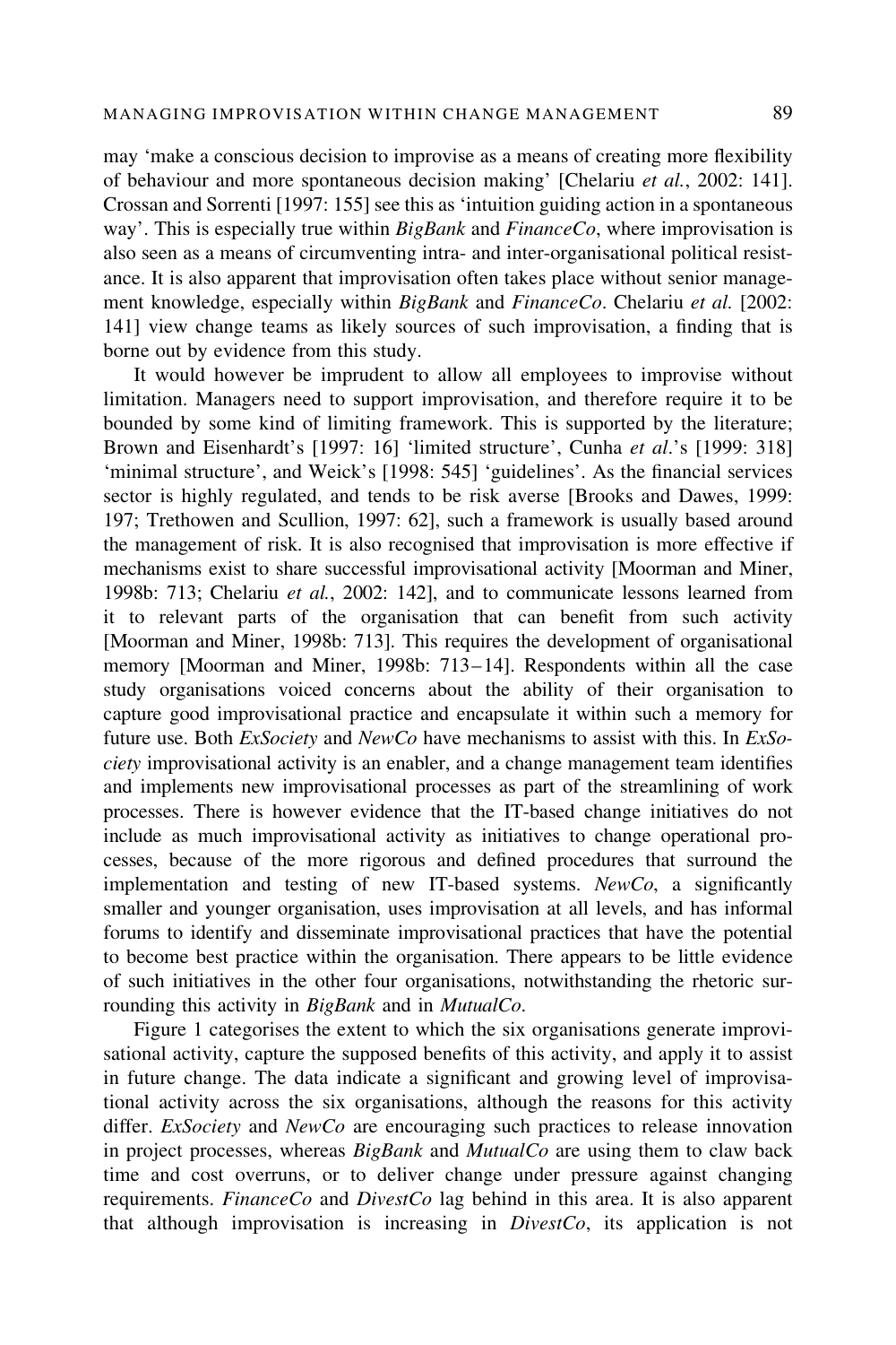may 'make a conscious decision to improvise as a means of creating more flexibility of behaviour and more spontaneous decision making' [Chelariu *et al.*, 2002: 141]. Crossan and Sorrenti [1997: 155] see this as 'intuition guiding action in a spontaneous way'. This is especially true within *BigBank* and *FinanceCo*, where improvisation is also seen as a means of circumventing intra- and inter-organisational political resistance. It is also apparent that improvisation often takes place without senior management knowledge, especially within *BigBank* and *FinanceCo*. Chelariu *et al.* [2002: 141] view change teams as likely sources of such improvisation, a finding that is borne out by evidence from this study.

It would however be imprudent to allow all employees to improvise without limitation. Managers need to support improvisation, and therefore require it to be bounded by some kind of limiting framework. This is supported by the literature; Brown and Eisenhardt's [1997: 16] 'limited structure', Cunha *et al.*'s [1999: 318] 'minimal structure', and Weick's [1998: 545] 'guidelines'. As the financial services sector is highly regulated, and tends to be risk averse [Brooks and Dawes, 1999: 197; Trethowen and Scullion, 1997: 62], such a framework is usually based around the management of risk. It is also recognised that improvisation is more effective if mechanisms exist to share successful improvisational activity [Moorman and Miner, 1998b: 713; Chelariu *et al.*, 2002: 142], and to communicate lessons learned from it to relevant parts of the organisation that can benefit from such activity [Moorman and Miner, 1998b: 713]. This requires the development of organisational memory [Moorman and Miner, 1998b: 713–14]. Respondents within all the case study organisations voiced concerns about the ability of their organisation to capture good improvisational practice and encapsulate it within such a memory for future use. Both *ExSociety* and *NewCo* have mechanisms to assist with this. In *ExSociety* improvisational activity is an enabler, and a change management team identifies and implements new improvisational processes as part of the streamlining of work processes. There is however evidence that the IT-based change initiatives do not include as much improvisational activity as initiatives to change operational processes, because of the more rigorous and defined procedures that surround the implementation and testing of new IT-based systems. *NewCo*, a significantly smaller and younger organisation, uses improvisation at all levels, and has informal forums to identify and disseminate improvisational practices that have the potential to become best practice within the organisation. There appears to be little evidence of such initiatives in the other four organisations, notwithstanding the rhetoric surrounding this activity in *BigBank* and in *MutualCo*.

Figure 1 categorises the extent to which the six organisations generate improvisational activity, capture the supposed benefits of this activity, and apply it to assist in future change. The data indicate a significant and growing level of improvisational activity across the six organisations, although the reasons for this activity differ. *ExSociety* and *NewCo* are encouraging such practices to release innovation in project processes, whereas *BigBank* and *MutualCo* are using them to claw back time and cost overruns, or to deliver change under pressure against changing requirements. *FinanceCo* and *DivestCo* lag behind in this area. It is also apparent that although improvisation is increasing in *DivestCo*, its application is not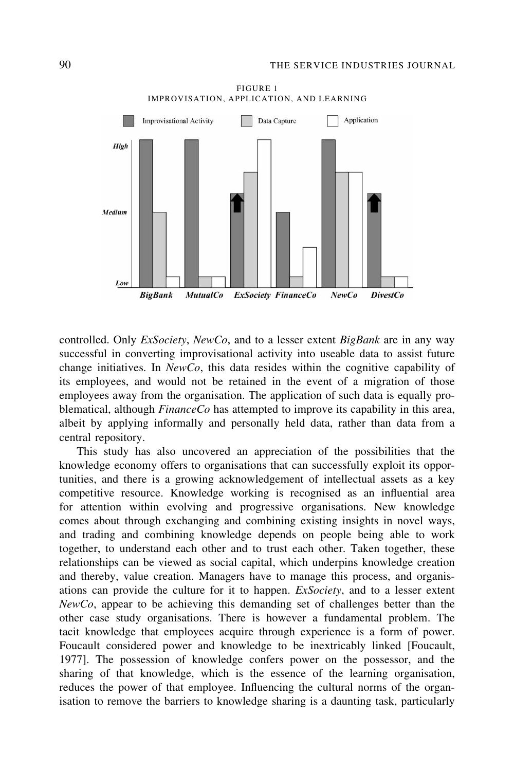FIGURE 1
IMPROVISATION, APPLICATION, AND LEARNING

controlled. Only *ExSociety*, *NewCo*, and to a lesser extent *BigBank* are in any way successful in converting improvisational activity into useable data to assist future change initiatives. In *NewCo*, this data resides within the cognitive capability of its employees, and would not be retained in the event of a migration of those employees away from the organisation. The application of such data is equally problematical, although *FinanceCo* has attempted to improve its capability in this area, albeit by applying informally and personally held data, rather than data from a central repository.

This study has also uncovered an appreciation of the possibilities that the knowledge economy offers to organisations that can successfully exploit its opportunities, and there is a growing acknowledgement of intellectual assets as a key competitive resource. Knowledge working is recognised as an influential area for attention within evolving and progressive organisations. New knowledge comes about through exchanging and combining existing insights in novel ways, and trading and combining knowledge depends on people being able to work together, to understand each other and to trust each other. Taken together, these relationships can be viewed as social capital, which underpins knowledge creation and thereby, value creation. Managers have to manage this process, and organisations can provide the culture for it to happen. *ExSociety*, and to a lesser extent *NewCo*, appear to be achieving this demanding set of challenges better than the other case study organisations. There is however a fundamental problem. The tacit knowledge that employees acquire through experience is a form of power. Foucault considered power and knowledge to be inextricably linked [Foucault, 1977]. The possession of knowledge confers power on the possessor, and the sharing of that knowledge, which is the essence of the learning organisation, reduces the power of that employee. Influencing the cultural norms of the organisation to remove the barriers to knowledge sharing is a daunting task, particularly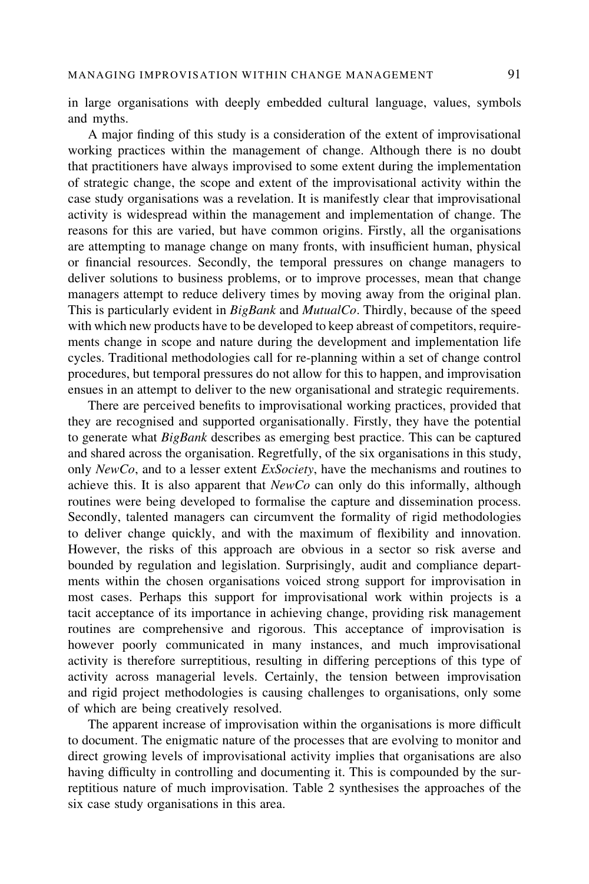in large organisations with deeply embedded cultural language, values, symbols and myths.

A major finding of this study is a consideration of the extent of improvisational working practices within the management of change. Although there is no doubt that practitioners have always improvised to some extent during the implementation of strategic change, the scope and extent of the improvisational activity within the case study organisations was a revelation. It is manifestly clear that improvisational activity is widespread within the management and implementation of change. The reasons for this are varied, but have common origins. Firstly, all the organisations are attempting to manage change on many fronts, with insufficient human, physical or financial resources. Secondly, the temporal pressures on change managers to deliver solutions to business problems, or to improve processes, mean that change managers attempt to reduce delivery times by moving away from the original plan. This is particularly evident in *BigBank* and *MutualCo*. Thirdly, because of the speed with which new products have to be developed to keep abreast of competitors, requirements change in scope and nature during the development and implementation life cycles. Traditional methodologies call for re-planning within a set of change control procedures, but temporal pressures do not allow for this to happen, and improvisation ensues in an attempt to deliver to the new organisational and strategic requirements.

There are perceived benefits to improvisational working practices, provided that they are recognised and supported organisationally. Firstly, they have the potential to generate what *BigBank* describes as emerging best practice. This can be captured and shared across the organisation. Regretfully, of the six organisations in this study, only *NewCo*, and to a lesser extent *ExSociety*, have the mechanisms and routines to achieve this. It is also apparent that *NewCo* can only do this informally, although routines were being developed to formalise the capture and dissemination process. Secondly, talented managers can circumvent the formality of rigid methodologies to deliver change quickly, and with the maximum of flexibility and innovation. However, the risks of this approach are obvious in a sector so risk averse and bounded by regulation and legislation. Surprisingly, audit and compliance departments within the chosen organisations voiced strong support for improvisation in most cases. Perhaps this support for improvisational work within projects is a tacit acceptance of its importance in achieving change, providing risk management routines are comprehensive and rigorous. This acceptance of improvisation is however poorly communicated in many instances, and much improvisational activity is therefore surreptitious, resulting in differing perceptions of this type of activity across managerial levels. Certainly, the tension between improvisation and rigid project methodologies is causing challenges to organisations, only some of which are being creatively resolved.

The apparent increase of improvisation within the organisations is more difficult to document. The enigmatic nature of the processes that are evolving to monitor and direct growing levels of improvisational activity implies that organisations are also having difficulty in controlling and documenting it. This is compounded by the surreptitious nature of much improvisation. Table 2 synthesises the approaches of the six case study organisations in this area.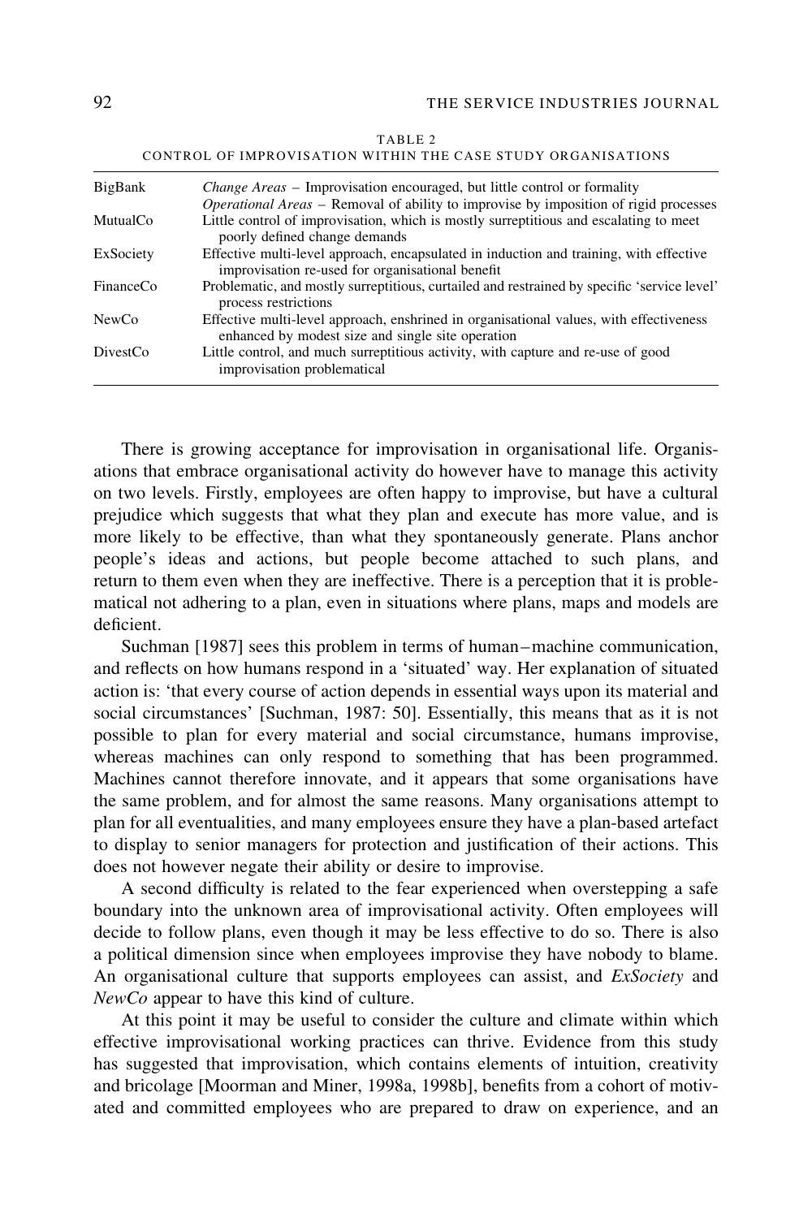TABLE 2
CONTROL OF IMPROVISATION WITHIN THE CASE STUDY ORGANISATIONS

| | |
|---|---|
| BigBank | *Change Areas* – Improvisation encouraged, but little control or formality<br>*Operational Areas* – Removal of ability to improvise by imposition of rigid processes |
| MutualCo | Little control of improvisation, which is mostly surreptitious and escalating to meet poorly defined change demands |
| ExSociety | Effective multi-level approach, encapsulated in induction and training, with effective improvisation re-used for organisational benefit |
| FinanceCo | Problematic, and mostly surreptitious, curtailed and restrained by specific 'service level' process restrictions |
| NewCo | Effective multi-level approach, enshrined in organisational values, with effectiveness enhanced by modest size and single site operation |
| DivestCo | Little control, and much surreptitious activity, with capture and re-use of good improvisation problematical |

There is growing acceptance for improvisation in organisational life. Organisations that embrace organisational activity do however have to manage this activity on two levels. Firstly, employees are often happy to improvise, but have a cultural prejudice which suggests that what they plan and execute has more value, and is more likely to be effective, than what they spontaneously generate. Plans anchor people's ideas and actions, but people become attached to such plans, and return to them even when they are ineffective. There is a perception that it is problematical not adhering to a plan, even in situations where plans, maps and models are deficient.

Suchman [1987] sees this problem in terms of human–machine communication, and reflects on how humans respond in a 'situated' way. Her explanation of situated action is: 'that every course of action depends in essential ways upon its material and social circumstances' [Suchman, 1987: 50]. Essentially, this means that as it is not possible to plan for every material and social circumstance, humans improvise, whereas machines can only respond to something that has been programmed. Machines cannot therefore innovate, and it appears that some organisations have the same problem, and for almost the same reasons. Many organisations attempt to plan for all eventualities, and many employees ensure they have a plan-based artefact to display to senior managers for protection and justification of their actions. This does not however negate their ability or desire to improvise.

A second difficulty is related to the fear experienced when overstepping a safe boundary into the unknown area of improvisational activity. Often employees will decide to follow plans, even though it may be less effective to do so. There is also a political dimension since when employees improvise they have nobody to blame. An organisational culture that supports employees can assist, and *ExSociety* and *NewCo* appear to have this kind of culture.

At this point it may be useful to consider the culture and climate within which effective improvisational working practices can thrive. Evidence from this study has suggested that improvisation, which contains elements of intuition, creativity and bricolage [Moorman and Miner, 1998a, 1998b], benefits from a cohort of motivated and committed employees who are prepared to draw on experience, and an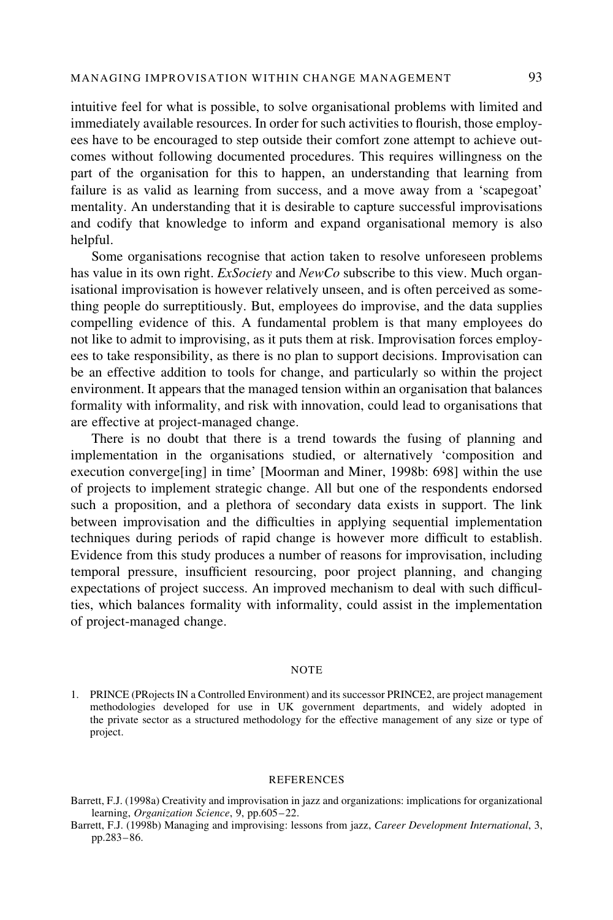intuitive feel for what is possible, to solve organisational problems with limited and immediately available resources. In order for such activities to flourish, those employees have to be encouraged to step outside their comfort zone attempt to achieve outcomes without following documented procedures. This requires willingness on the part of the organisation for this to happen, an understanding that learning from failure is as valid as learning from success, and a move away from a 'scapegoat' mentality. An understanding that it is desirable to capture successful improvisations and codify that knowledge to inform and expand organisational memory is also helpful.

Some organisations recognise that action taken to resolve unforeseen problems has value in its own right. *ExSociety* and *NewCo* subscribe to this view. Much organisational improvisation is however relatively unseen, and is often perceived as something people do surreptitiously. But, employees do improvise, and the data supplies compelling evidence of this. A fundamental problem is that many employees do not like to admit to improvising, as it puts them at risk. Improvisation forces employees to take responsibility, as there is no plan to support decisions. Improvisation can be an effective addition to tools for change, and particularly so within the project environment. It appears that the managed tension within an organisation that balances formality with informality, and risk with innovation, could lead to organisations that are effective at project-managed change.

There is no doubt that there is a trend towards the fusing of planning and implementation in the organisations studied, or alternatively 'composition and execution converge[ing] in time' [Moorman and Miner, 1998b: 698] within the use of projects to implement strategic change. All but one of the respondents endorsed such a proposition, and a plethora of secondary data exists in support. The link between improvisation and the difficulties in applying sequential implementation techniques during periods of rapid change is however more difficult to establish. Evidence from this study produces a number of reasons for improvisation, including temporal pressure, insufficient resourcing, poor project planning, and changing expectations of project success. An improved mechanism to deal with such difficulties, which balances formality with informality, could assist in the implementation of project-managed change.

## NOTE

1. PRINCE (PRojects IN a Controlled Environment) and its successor PRINCE2, are project management methodologies developed for use in UK government departments, and widely adopted in the private sector as a structured methodology for the effective management of any size or type of project.

## REFERENCES

Barrett, F.J. (1998a) Creativity and improvisation in jazz and organizations: implications for organizational learning, *Organization Science*, 9, pp.605–22.

Barrett, F.J. (1998b) Managing and improvising: lessons from jazz, *Career Development International*, 3, pp.283–86.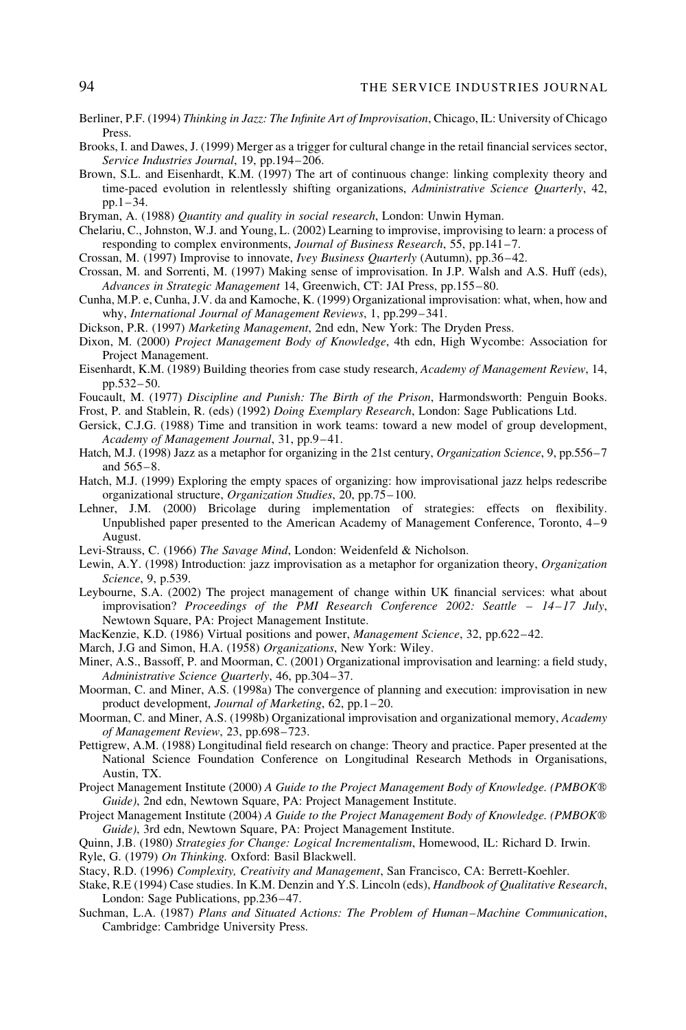Berliner, P.F. (1994) *Thinking in Jazz: The Infinite Art of Improvisation*, Chicago, IL: University of Chicago Press.

Brooks, I. and Dawes, J. (1999) Merger as a trigger for cultural change in the retail financial services sector, *Service Industries Journal*, 19, pp.194–206.

Brown, S.L. and Eisenhardt, K.M. (1997) The art of continuous change: linking complexity theory and time-paced evolution in relentlessly shifting organizations, *Administrative Science Quarterly*, 42, pp.1–34.

Bryman, A. (1988) *Quantity and quality in social research*, London: Unwin Hyman.

Chelariu, C., Johnston, W.J. and Young, L. (2002) Learning to improvise, improvising to learn: a process of responding to complex environments, *Journal of Business Research*, 55, pp.141–7.

Crossan, M. (1997) Improvise to innovate, *Ivey Business Quarterly* (Autumn), pp.36–42.

Crossan, M. and Sorrenti, M. (1997) Making sense of improvisation. In J.P. Walsh and A.S. Huff (eds), *Advances in Strategic Management* 14, Greenwich, CT: JAI Press, pp.155–80.

Cunha, M.P. e, Cunha, J.V. da and Kamoche, K. (1999) Organizational improvisation: what, when, how and why, *International Journal of Management Reviews*, 1, pp.299–341.

Dickson, P.R. (1997) *Marketing Management*, 2nd edn, New York: The Dryden Press.

Dixon, M. (2000) *Project Management Body of Knowledge*, 4th edn, High Wycombe: Association for Project Management.

Eisenhardt, K.M. (1989) Building theories from case study research, *Academy of Management Review*, 14, pp.532–50.

Foucault, M. (1977) *Discipline and Punish: The Birth of the Prison*, Harmondsworth: Penguin Books.

Frost, P. and Stablein, R. (eds) (1992) *Doing Exemplary Research*, London: Sage Publications Ltd.

Gersick, C.J.G. (1988) Time and transition in work teams: toward a new model of group development, *Academy of Management Journal*, 31, pp.9–41.

Hatch, M.J. (1998) Jazz as a metaphor for organizing in the 21st century, *Organization Science*, 9, pp.556–7 and 565–8.

Hatch, M.J. (1999) Exploring the empty spaces of organizing: how improvisational jazz helps redescribe organizational structure, *Organization Studies*, 20, pp.75–100.

Lehner, J.M. (2000) Bricolage during implementation of strategies: effects on flexibility. Unpublished paper presented to the American Academy of Management Conference, Toronto, 4–9 August.

Levi-Strauss, C. (1966) *The Savage Mind*, London: Weidenfeld & Nicholson.

Lewin, A.Y. (1998) Introduction: jazz improvisation as a metaphor for organization theory, *Organization Science*, 9, p.539.

Leybourne, S.A. (2002) The project management of change within UK financial services: what about improvisation? *Proceedings of the PMI Research Conference 2002: Seattle – 14–17 July*, Newtown Square, PA: Project Management Institute.

MacKenzie, K.D. (1986) Virtual positions and power, *Management Science*, 32, pp.622–42.

March, J.G and Simon, H.A. (1958) *Organizations*, New York: Wiley.

Miner, A.S., Bassoff, P. and Moorman, C. (2001) Organizational improvisation and learning: a field study, *Administrative Science Quarterly*, 46, pp.304–37.

Moorman, C. and Miner, A.S. (1998a) The convergence of planning and execution: improvisation in new product development, *Journal of Marketing*, 62, pp.1–20.

Moorman, C. and Miner, A.S. (1998b) Organizational improvisation and organizational memory, *Academy of Management Review*, 23, pp.698–723.

Pettigrew, A.M. (1988) Longitudinal field research on change: Theory and practice. Paper presented at the National Science Foundation Conference on Longitudinal Research Methods in Organisations, Austin, TX.

Project Management Institute (2000) *A Guide to the Project Management Body of Knowledge. (PMBOK® Guide)*, 2nd edn, Newtown Square, PA: Project Management Institute.

Project Management Institute (2004) *A Guide to the Project Management Body of Knowledge. (PMBOK® Guide)*, 3rd edn, Newtown Square, PA: Project Management Institute.

Quinn, J.B. (1980) *Strategies for Change: Logical Incrementalism*, Homewood, IL: Richard D. Irwin.

Ryle, G. (1979) *On Thinking.* Oxford: Basil Blackwell.

Stacy, R.D. (1996) *Complexity, Creativity and Management*, San Francisco, CA: Berrett-Koehler.

Stake, R.E (1994) Case studies. In K.M. Denzin and Y.S. Lincoln (eds), *Handbook of Qualitative Research*, London: Sage Publications, pp.236–47.

Suchman, L.A. (1987) *Plans and Situated Actions: The Problem of Human–Machine Communication*, Cambridge: Cambridge University Press.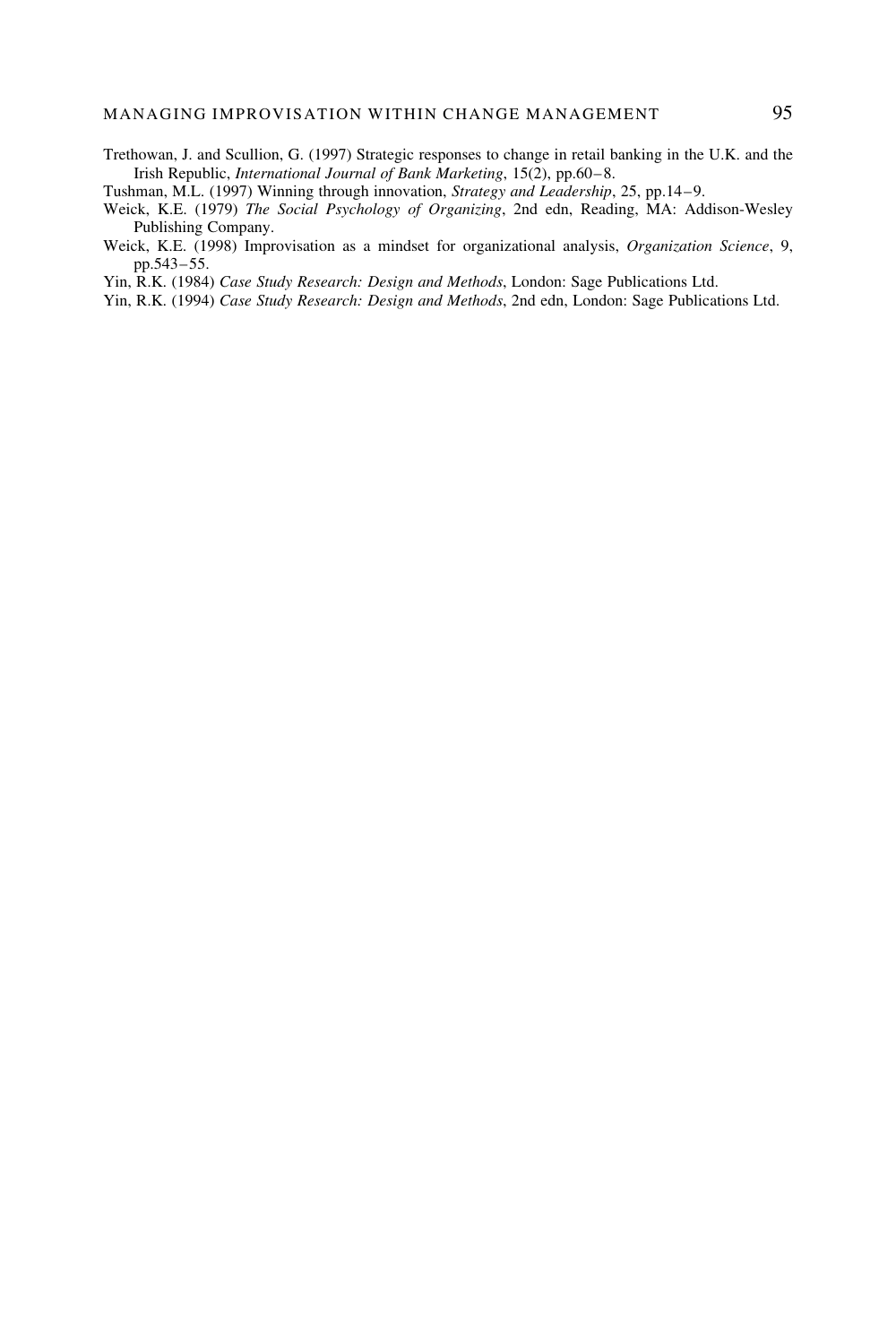Trethowan, J. and Scullion, G. (1997) Strategic responses to change in retail banking in the U.K. and the Irish Republic, *International Journal of Bank Marketing*, 15(2), pp.60–8.

Tushman, M.L. (1997) Winning through innovation, *Strategy and Leadership*, 25, pp.14–9.

Weick, K.E. (1979) *The Social Psychology of Organizing*, 2nd edn, Reading, MA: Addison-Wesley Publishing Company.

Weick, K.E. (1998) Improvisation as a mindset for organizational analysis, *Organization Science*, 9, pp.543–55.

Yin, R.K. (1984) *Case Study Research: Design and Methods*, London: Sage Publications Ltd.

Yin, R.K. (1994) *Case Study Research: Design and Methods*, 2nd edn, London: Sage Publications Ltd.